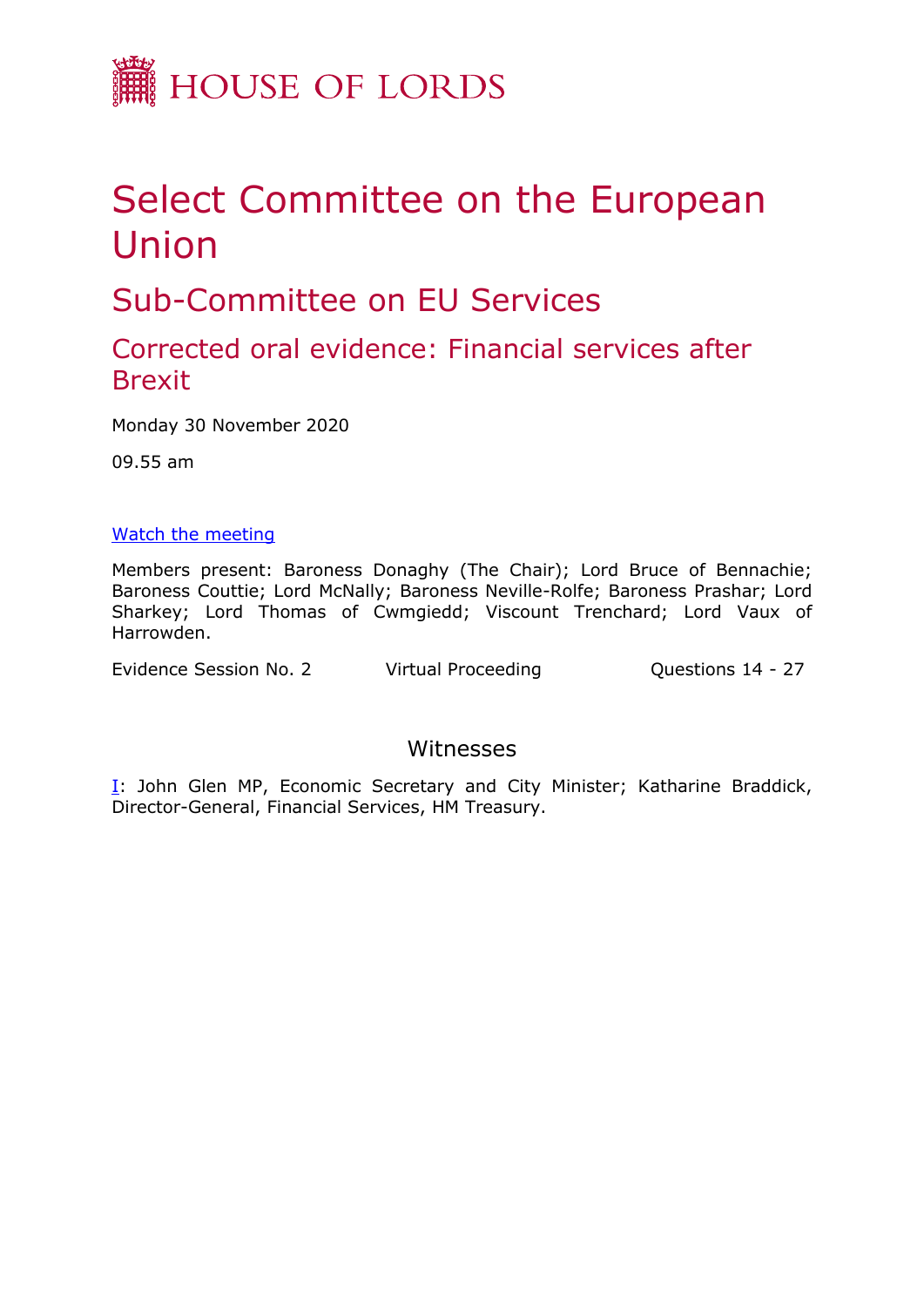HOUSE OF LORDS

# Select Committee on the European Union

## Sub-Committee on EU Services

### Corrected oral evidence: Financial services after Brexit

Monday 30 November 2020

09.55 am

[Watch the meeting]

Members present: Baroness Donaghy (The Chair); Lord Bruce of Bennachie; Baroness Couttie; Lord McNally; Baroness Neville-Rolfe; Baroness Prashar; Lord Sharkey; Lord Thomas of Cwmgiedd; Viscount Trenchard; Lord Vaux of Harrowden.

Evidence Session No. 2 Virtual Proceeding Questions 14 - 27

## Witnesses

[I]: John Glen MP, Economic Secretary and City Minister; Katharine Braddick, Director-General, Financial Services, HM Treasury.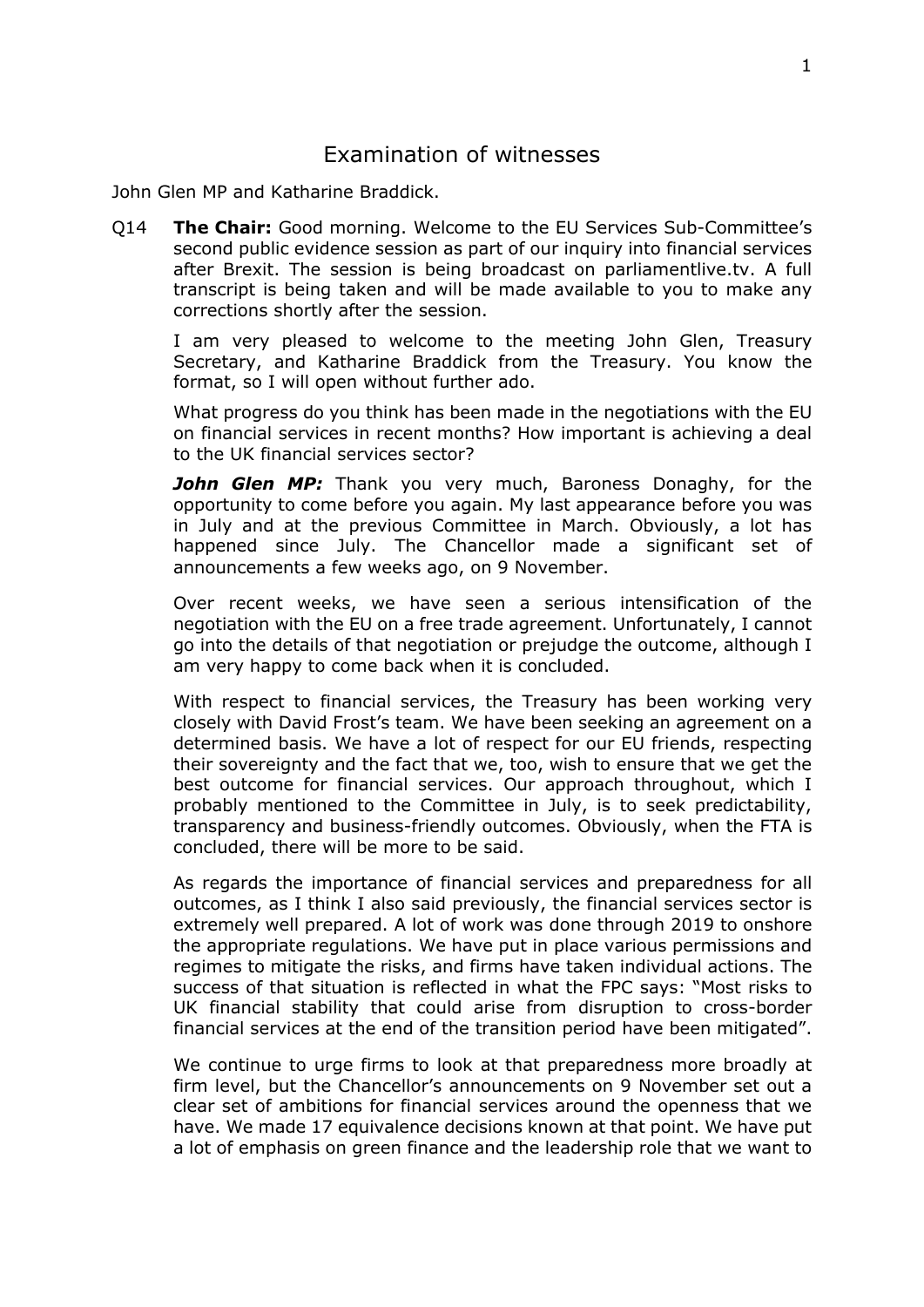# Examination of witnesses

John Glen MP and Katharine Braddick.

Q14 **The Chair:** Good morning. Welcome to the EU Services Sub-Committee's second public evidence session as part of our inquiry into financial services after Brexit. The session is being broadcast on parliamentlive.tv. A full transcript is being taken and will be made available to you to make any corrections shortly after the session.

I am very pleased to welcome to the meeting John Glen, Treasury Secretary, and Katharine Braddick from the Treasury. You know the format, so I will open without further ado.

What progress do you think has been made in the negotiations with the EU on financial services in recent months? How important is achieving a deal to the UK financial services sector?

***John Glen MP:*** Thank you very much, Baroness Donaghy, for the opportunity to come before you again. My last appearance before you was in July and at the previous Committee in March. Obviously, a lot has happened since July. The Chancellor made a significant set of announcements a few weeks ago, on 9 November.

Over recent weeks, we have seen a serious intensification of the negotiation with the EU on a free trade agreement. Unfortunately, I cannot go into the details of that negotiation or prejudge the outcome, although I am very happy to come back when it is concluded.

With respect to financial services, the Treasury has been working very closely with David Frost's team. We have been seeking an agreement on a determined basis. We have a lot of respect for our EU friends, respecting their sovereignty and the fact that we, too, wish to ensure that we get the best outcome for financial services. Our approach throughout, which I probably mentioned to the Committee in July, is to seek predictability, transparency and business-friendly outcomes. Obviously, when the FTA is concluded, there will be more to be said.

As regards the importance of financial services and preparedness for all outcomes, as I think I also said previously, the financial services sector is extremely well prepared. A lot of work was done through 2019 to onshore the appropriate regulations. We have put in place various permissions and regimes to mitigate the risks, and firms have taken individual actions. The success of that situation is reflected in what the FPC says: "Most risks to UK financial stability that could arise from disruption to cross-border financial services at the end of the transition period have been mitigated".

We continue to urge firms to look at that preparedness more broadly at firm level, but the Chancellor's announcements on 9 November set out a clear set of ambitions for financial services around the openness that we have. We made 17 equivalence decisions known at that point. We have put a lot of emphasis on green finance and the leadership role that we want to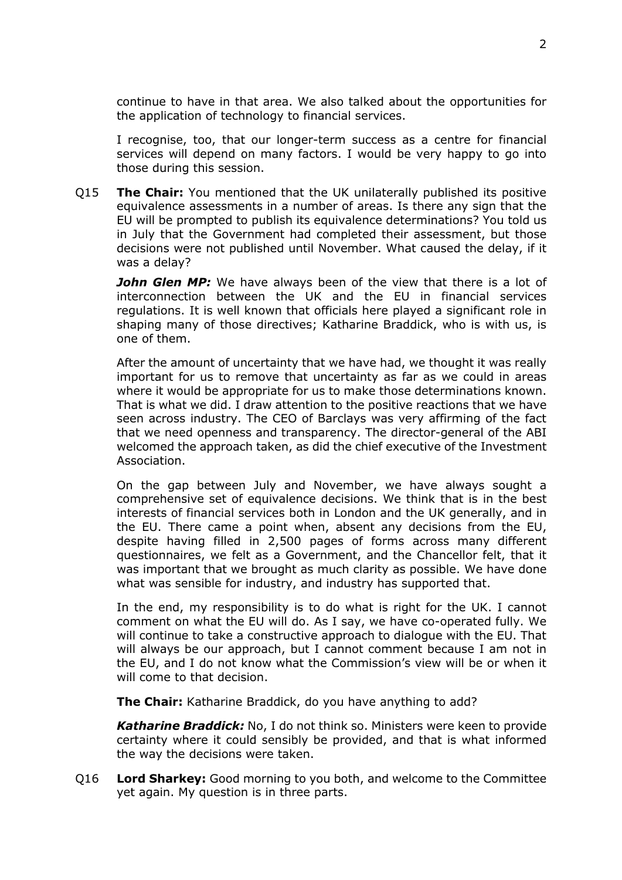continue to have in that area. We also talked about the opportunities for the application of technology to financial services.

I recognise, too, that our longer-term success as a centre for financial services will depend on many factors. I would be very happy to go into those during this session.

Q15 **The Chair:** You mentioned that the UK unilaterally published its positive equivalence assessments in a number of areas. Is there any sign that the EU will be prompted to publish its equivalence determinations? You told us in July that the Government had completed their assessment, but those decisions were not published until November. What caused the delay, if it was a delay?

***John Glen MP:*** We have always been of the view that there is a lot of interconnection between the UK and the EU in financial services regulations. It is well known that officials here played a significant role in shaping many of those directives; Katharine Braddick, who is with us, is one of them.

After the amount of uncertainty that we have had, we thought it was really important for us to remove that uncertainty as far as we could in areas where it would be appropriate for us to make those determinations known. That is what we did. I draw attention to the positive reactions that we have seen across industry. The CEO of Barclays was very affirming of the fact that we need openness and transparency. The director-general of the ABI welcomed the approach taken, as did the chief executive of the Investment Association.

On the gap between July and November, we have always sought a comprehensive set of equivalence decisions. We think that is in the best interests of financial services both in London and the UK generally, and in the EU. There came a point when, absent any decisions from the EU, despite having filled in 2,500 pages of forms across many different questionnaires, we felt as a Government, and the Chancellor felt, that it was important that we brought as much clarity as possible. We have done what was sensible for industry, and industry has supported that.

In the end, my responsibility is to do what is right for the UK. I cannot comment on what the EU will do. As I say, we have co-operated fully. We will continue to take a constructive approach to dialogue with the EU. That will always be our approach, but I cannot comment because I am not in the EU, and I do not know what the Commission's view will be or when it will come to that decision.

**The Chair:** Katharine Braddick, do you have anything to add?

***Katharine Braddick:*** No, I do not think so. Ministers were keen to provide certainty where it could sensibly be provided, and that is what informed the way the decisions were taken.

Q16 **Lord Sharkey:** Good morning to you both, and welcome to the Committee yet again. My question is in three parts.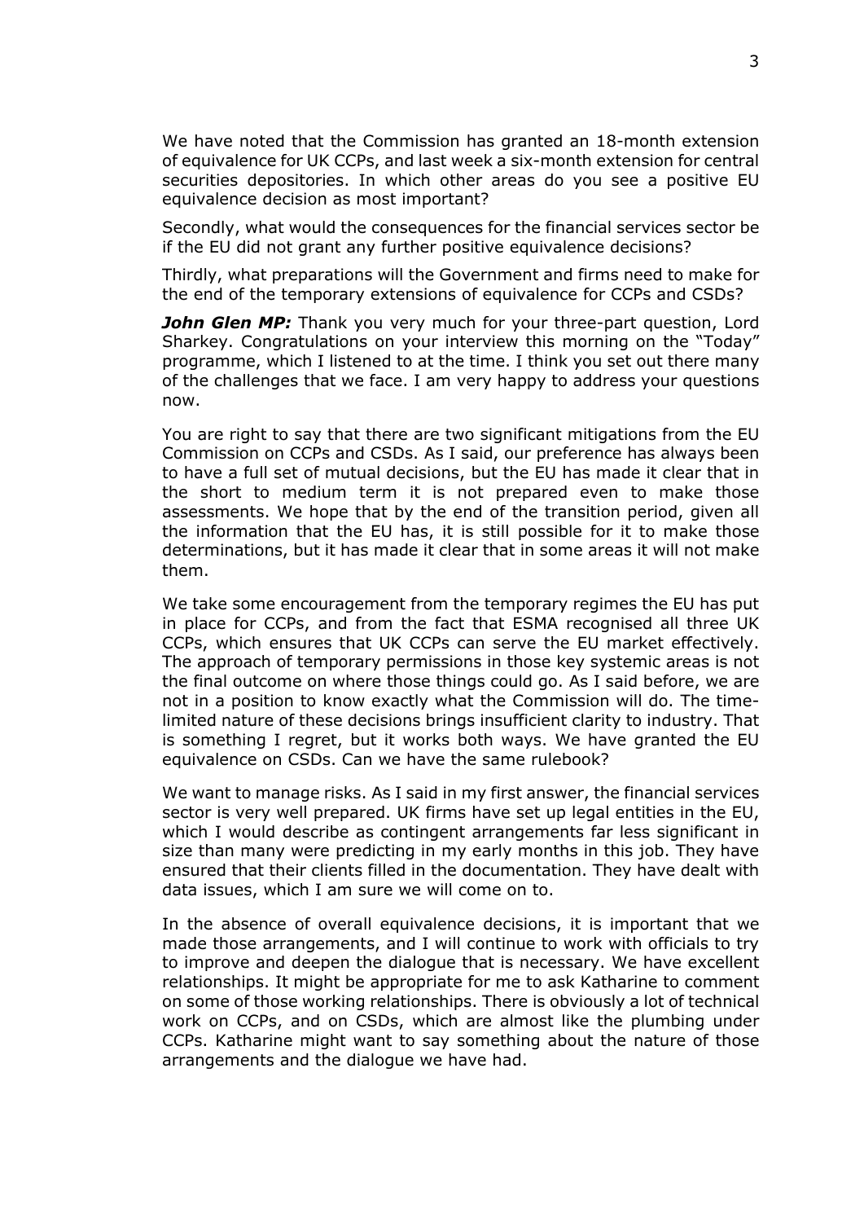We have noted that the Commission has granted an 18-month extension of equivalence for UK CCPs, and last week a six-month extension for central securities depositories. In which other areas do you see a positive EU equivalence decision as most important?

Secondly, what would the consequences for the financial services sector be if the EU did not grant any further positive equivalence decisions?

Thirdly, what preparations will the Government and firms need to make for the end of the temporary extensions of equivalence for CCPs and CSDs?

***John Glen MP:*** Thank you very much for your three-part question, Lord Sharkey. Congratulations on your interview this morning on the "Today" programme, which I listened to at the time. I think you set out there many of the challenges that we face. I am very happy to address your questions now.

You are right to say that there are two significant mitigations from the EU Commission on CCPs and CSDs. As I said, our preference has always been to have a full set of mutual decisions, but the EU has made it clear that in the short to medium term it is not prepared even to make those assessments. We hope that by the end of the transition period, given all the information that the EU has, it is still possible for it to make those determinations, but it has made it clear that in some areas it will not make them.

We take some encouragement from the temporary regimes the EU has put in place for CCPs, and from the fact that ESMA recognised all three UK CCPs, which ensures that UK CCPs can serve the EU market effectively. The approach of temporary permissions in those key systemic areas is not the final outcome on where those things could go. As I said before, we are not in a position to know exactly what the Commission will do. The time-limited nature of these decisions brings insufficient clarity to industry. That is something I regret, but it works both ways. We have granted the EU equivalence on CSDs. Can we have the same rulebook?

We want to manage risks. As I said in my first answer, the financial services sector is very well prepared. UK firms have set up legal entities in the EU, which I would describe as contingent arrangements far less significant in size than many were predicting in my early months in this job. They have ensured that their clients filled in the documentation. They have dealt with data issues, which I am sure we will come on to.

In the absence of overall equivalence decisions, it is important that we made those arrangements, and I will continue to work with officials to try to improve and deepen the dialogue that is necessary. We have excellent relationships. It might be appropriate for me to ask Katharine to comment on some of those working relationships. There is obviously a lot of technical work on CCPs, and on CSDs, which are almost like the plumbing under CCPs. Katharine might want to say something about the nature of those arrangements and the dialogue we have had.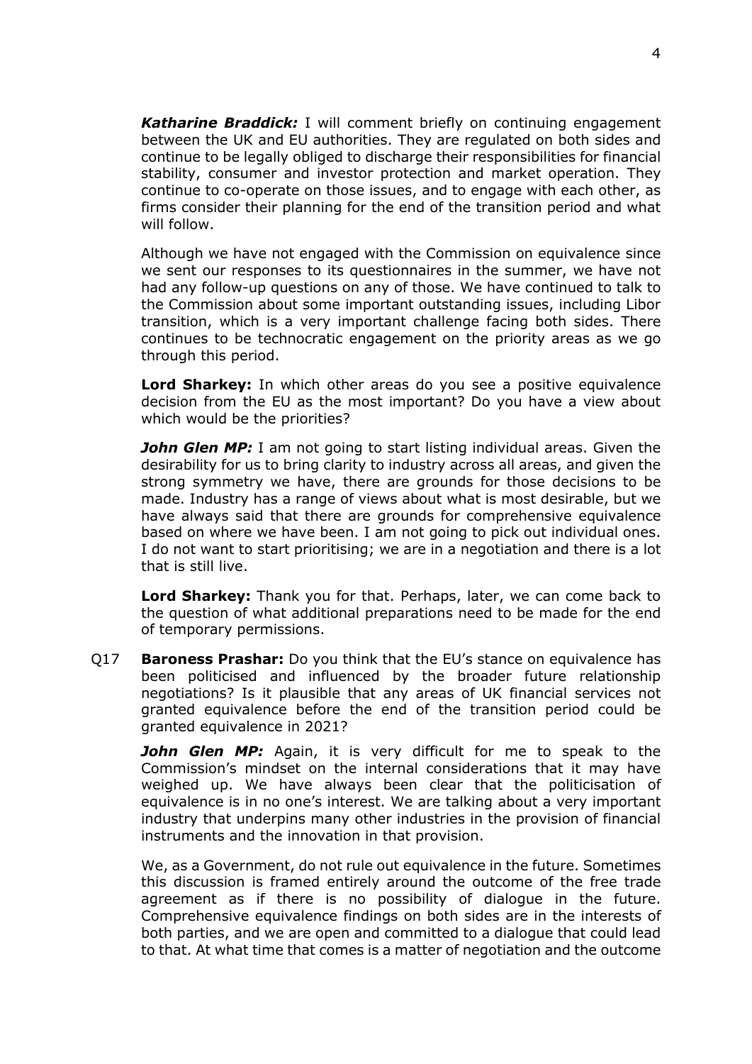***Katharine Braddick:*** I will comment briefly on continuing engagement between the UK and EU authorities. They are regulated on both sides and continue to be legally obliged to discharge their responsibilities for financial stability, consumer and investor protection and market operation. They continue to co-operate on those issues, and to engage with each other, as firms consider their planning for the end of the transition period and what will follow.

Although we have not engaged with the Commission on equivalence since we sent our responses to its questionnaires in the summer, we have not had any follow-up questions on any of those. We have continued to talk to the Commission about some important outstanding issues, including Libor transition, which is a very important challenge facing both sides. There continues to be technocratic engagement on the priority areas as we go through this period.

**Lord Sharkey:** In which other areas do you see a positive equivalence decision from the EU as the most important? Do you have a view about which would be the priorities?

***John Glen MP:*** I am not going to start listing individual areas. Given the desirability for us to bring clarity to industry across all areas, and given the strong symmetry we have, there are grounds for those decisions to be made. Industry has a range of views about what is most desirable, but we have always said that there are grounds for comprehensive equivalence based on where we have been. I am not going to pick out individual ones. I do not want to start prioritising; we are in a negotiation and there is a lot that is still live.

**Lord Sharkey:** Thank you for that. Perhaps, later, we can come back to the question of what additional preparations need to be made for the end of temporary permissions.

Q17 **Baroness Prashar:** Do you think that the EU's stance on equivalence has been politicised and influenced by the broader future relationship negotiations? Is it plausible that any areas of UK financial services not granted equivalence before the end of the transition period could be granted equivalence in 2021?

***John Glen MP:*** Again, it is very difficult for me to speak to the Commission's mindset on the internal considerations that it may have weighed up. We have always been clear that the politicisation of equivalence is in no one's interest. We are talking about a very important industry that underpins many other industries in the provision of financial instruments and the innovation in that provision.

We, as a Government, do not rule out equivalence in the future. Sometimes this discussion is framed entirely around the outcome of the free trade agreement as if there is no possibility of dialogue in the future. Comprehensive equivalence findings on both sides are in the interests of both parties, and we are open and committed to a dialogue that could lead to that. At what time that comes is a matter of negotiation and the outcome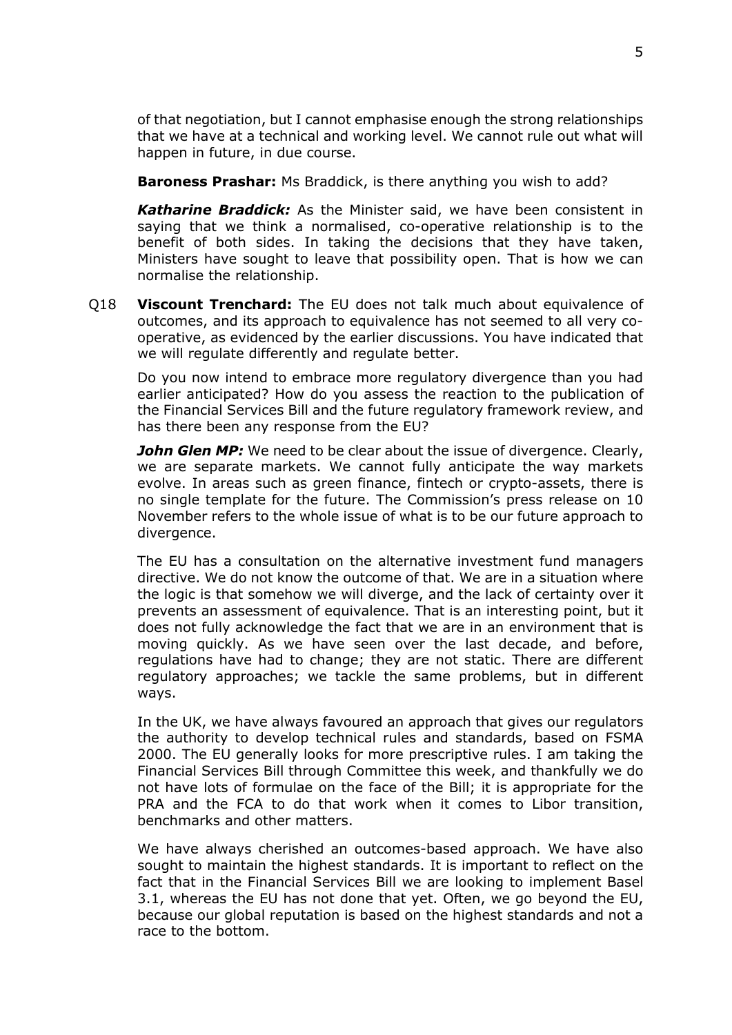of that negotiation, but I cannot emphasise enough the strong relationships that we have at a technical and working level. We cannot rule out what will happen in future, in due course.

**Baroness Prashar:** Ms Braddick, is there anything you wish to add?

***Katharine Braddick:*** As the Minister said, we have been consistent in saying that we think a normalised, co-operative relationship is to the benefit of both sides. In taking the decisions that they have taken, Ministers have sought to leave that possibility open. That is how we can normalise the relationship.

Q18 **Viscount Trenchard:** The EU does not talk much about equivalence of outcomes, and its approach to equivalence has not seemed to all very co-operative, as evidenced by the earlier discussions. You have indicated that we will regulate differently and regulate better.

Do you now intend to embrace more regulatory divergence than you had earlier anticipated? How do you assess the reaction to the publication of the Financial Services Bill and the future regulatory framework review, and has there been any response from the EU?

***John Glen MP:*** We need to be clear about the issue of divergence. Clearly, we are separate markets. We cannot fully anticipate the way markets evolve. In areas such as green finance, fintech or crypto-assets, there is no single template for the future. The Commission's press release on 10 November refers to the whole issue of what is to be our future approach to divergence.

The EU has a consultation on the alternative investment fund managers directive. We do not know the outcome of that. We are in a situation where the logic is that somehow we will diverge, and the lack of certainty over it prevents an assessment of equivalence. That is an interesting point, but it does not fully acknowledge the fact that we are in an environment that is moving quickly. As we have seen over the last decade, and before, regulations have had to change; they are not static. There are different regulatory approaches; we tackle the same problems, but in different ways.

In the UK, we have always favoured an approach that gives our regulators the authority to develop technical rules and standards, based on FSMA 2000. The EU generally looks for more prescriptive rules. I am taking the Financial Services Bill through Committee this week, and thankfully we do not have lots of formulae on the face of the Bill; it is appropriate for the PRA and the FCA to do that work when it comes to Libor transition, benchmarks and other matters.

We have always cherished an outcomes-based approach. We have also sought to maintain the highest standards. It is important to reflect on the fact that in the Financial Services Bill we are looking to implement Basel 3.1, whereas the EU has not done that yet. Often, we go beyond the EU, because our global reputation is based on the highest standards and not a race to the bottom.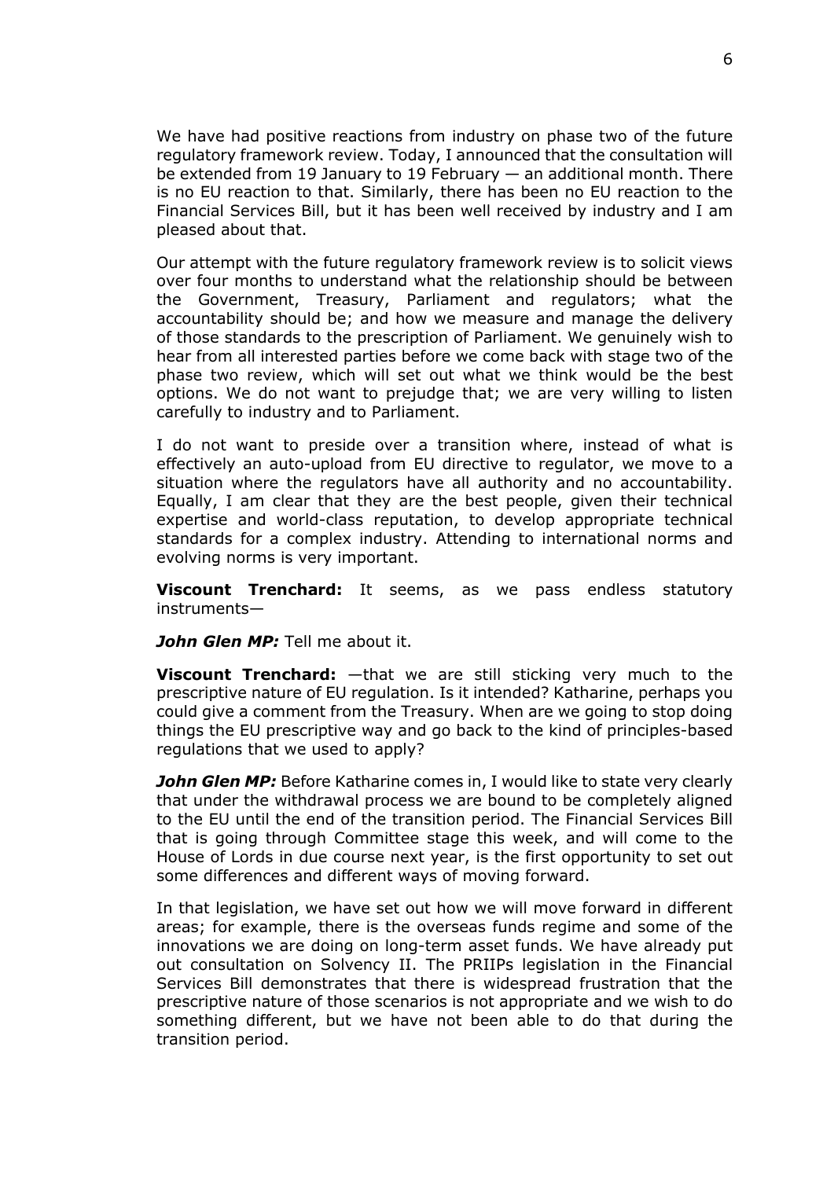We have had positive reactions from industry on phase two of the future regulatory framework review. Today, I announced that the consultation will be extended from 19 January to 19 February — an additional month. There is no EU reaction to that. Similarly, there has been no EU reaction to the Financial Services Bill, but it has been well received by industry and I am pleased about that.

Our attempt with the future regulatory framework review is to solicit views over four months to understand what the relationship should be between the Government, Treasury, Parliament and regulators; what the accountability should be; and how we measure and manage the delivery of those standards to the prescription of Parliament. We genuinely wish to hear from all interested parties before we come back with stage two of the phase two review, which will set out what we think would be the best options. We do not want to prejudge that; we are very willing to listen carefully to industry and to Parliament.

I do not want to preside over a transition where, instead of what is effectively an auto-upload from EU directive to regulator, we move to a situation where the regulators have all authority and no accountability. Equally, I am clear that they are the best people, given their technical expertise and world-class reputation, to develop appropriate technical standards for a complex industry. Attending to international norms and evolving norms is very important.

**Viscount Trenchard:** It seems, as we pass endless statutory instruments—

***John Glen MP:*** Tell me about it.

**Viscount Trenchard:** —that we are still sticking very much to the prescriptive nature of EU regulation. Is it intended? Katharine, perhaps you could give a comment from the Treasury. When are we going to stop doing things the EU prescriptive way and go back to the kind of principles-based regulations that we used to apply?

***John Glen MP:*** Before Katharine comes in, I would like to state very clearly that under the withdrawal process we are bound to be completely aligned to the EU until the end of the transition period. The Financial Services Bill that is going through Committee stage this week, and will come to the House of Lords in due course next year, is the first opportunity to set out some differences and different ways of moving forward.

In that legislation, we have set out how we will move forward in different areas; for example, there is the overseas funds regime and some of the innovations we are doing on long-term asset funds. We have already put out consultation on Solvency II. The PRIIPs legislation in the Financial Services Bill demonstrates that there is widespread frustration that the prescriptive nature of those scenarios is not appropriate and we wish to do something different, but we have not been able to do that during the transition period.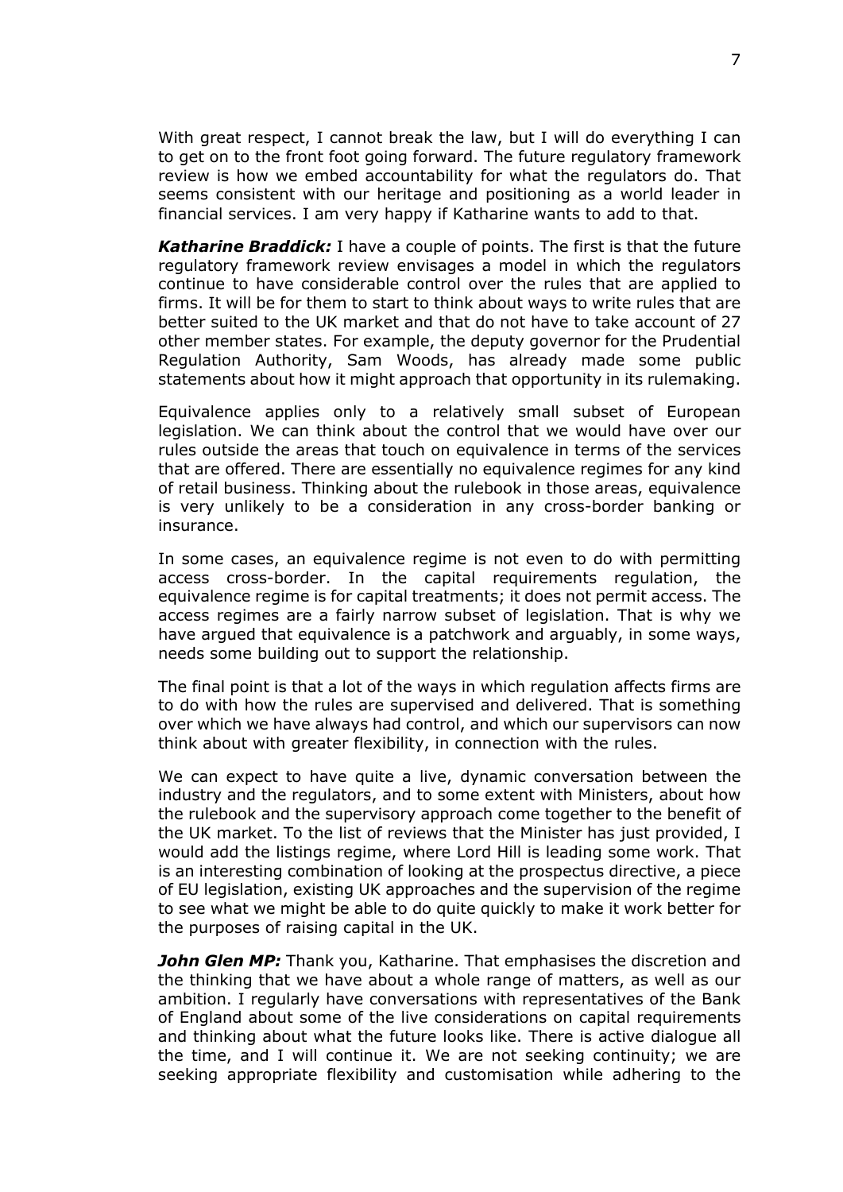With great respect, I cannot break the law, but I will do everything I can to get on to the front foot going forward. The future regulatory framework review is how we embed accountability for what the regulators do. That seems consistent with our heritage and positioning as a world leader in financial services. I am very happy if Katharine wants to add to that.

***Katharine Braddick:*** I have a couple of points. The first is that the future regulatory framework review envisages a model in which the regulators continue to have considerable control over the rules that are applied to firms. It will be for them to start to think about ways to write rules that are better suited to the UK market and that do not have to take account of 27 other member states. For example, the deputy governor for the Prudential Regulation Authority, Sam Woods, has already made some public statements about how it might approach that opportunity in its rulemaking.

Equivalence applies only to a relatively small subset of European legislation. We can think about the control that we would have over our rules outside the areas that touch on equivalence in terms of the services that are offered. There are essentially no equivalence regimes for any kind of retail business. Thinking about the rulebook in those areas, equivalence is very unlikely to be a consideration in any cross-border banking or insurance.

In some cases, an equivalence regime is not even to do with permitting access cross-border. In the capital requirements regulation, the equivalence regime is for capital treatments; it does not permit access. The access regimes are a fairly narrow subset of legislation. That is why we have argued that equivalence is a patchwork and arguably, in some ways, needs some building out to support the relationship.

The final point is that a lot of the ways in which regulation affects firms are to do with how the rules are supervised and delivered. That is something over which we have always had control, and which our supervisors can now think about with greater flexibility, in connection with the rules.

We can expect to have quite a live, dynamic conversation between the industry and the regulators, and to some extent with Ministers, about how the rulebook and the supervisory approach come together to the benefit of the UK market. To the list of reviews that the Minister has just provided, I would add the listings regime, where Lord Hill is leading some work. That is an interesting combination of looking at the prospectus directive, a piece of EU legislation, existing UK approaches and the supervision of the regime to see what we might be able to do quite quickly to make it work better for the purposes of raising capital in the UK.

***John Glen MP:*** Thank you, Katharine. That emphasises the discretion and the thinking that we have about a whole range of matters, as well as our ambition. I regularly have conversations with representatives of the Bank of England about some of the live considerations on capital requirements and thinking about what the future looks like. There is active dialogue all the time, and I will continue it. We are not seeking continuity; we are seeking appropriate flexibility and customisation while adhering to the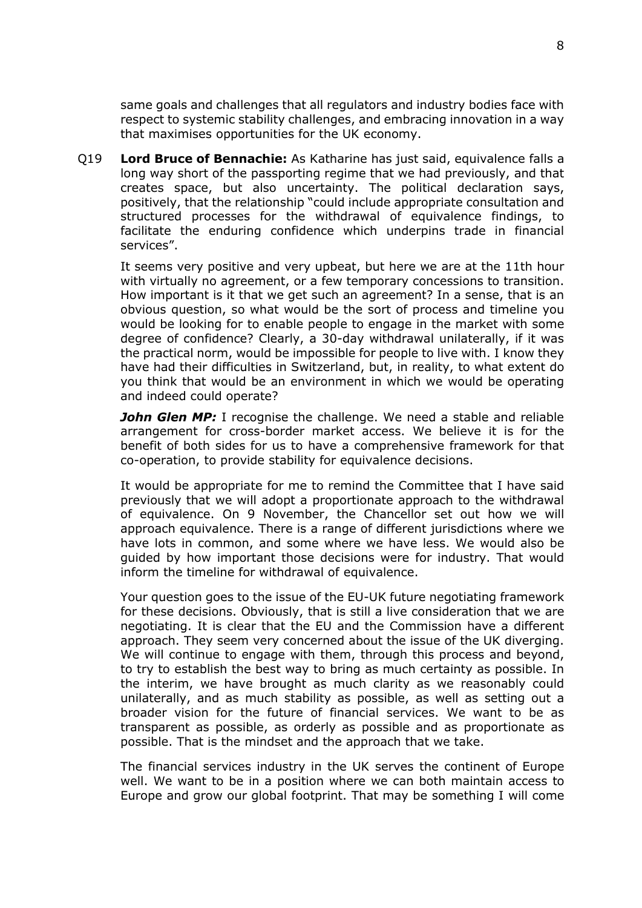same goals and challenges that all regulators and industry bodies face with respect to systemic stability challenges, and embracing innovation in a way that maximises opportunities for the UK economy.

Q19 **Lord Bruce of Bennachie:** As Katharine has just said, equivalence falls a long way short of the passporting regime that we had previously, and that creates space, but also uncertainty. The political declaration says, positively, that the relationship "could include appropriate consultation and structured processes for the withdrawal of equivalence findings, to facilitate the enduring confidence which underpins trade in financial services".

It seems very positive and very upbeat, but here we are at the 11th hour with virtually no agreement, or a few temporary concessions to transition. How important is it that we get such an agreement? In a sense, that is an obvious question, so what would be the sort of process and timeline you would be looking for to enable people to engage in the market with some degree of confidence? Clearly, a 30-day withdrawal unilaterally, if it was the practical norm, would be impossible for people to live with. I know they have had their difficulties in Switzerland, but, in reality, to what extent do you think that would be an environment in which we would be operating and indeed could operate?

***John Glen MP:*** I recognise the challenge. We need a stable and reliable arrangement for cross-border market access. We believe it is for the benefit of both sides for us to have a comprehensive framework for that co-operation, to provide stability for equivalence decisions.

It would be appropriate for me to remind the Committee that I have said previously that we will adopt a proportionate approach to the withdrawal of equivalence. On 9 November, the Chancellor set out how we will approach equivalence. There is a range of different jurisdictions where we have lots in common, and some where we have less. We would also be guided by how important those decisions were for industry. That would inform the timeline for withdrawal of equivalence.

Your question goes to the issue of the EU-UK future negotiating framework for these decisions. Obviously, that is still a live consideration that we are negotiating. It is clear that the EU and the Commission have a different approach. They seem very concerned about the issue of the UK diverging. We will continue to engage with them, through this process and beyond, to try to establish the best way to bring as much certainty as possible. In the interim, we have brought as much clarity as we reasonably could unilaterally, and as much stability as possible, as well as setting out a broader vision for the future of financial services. We want to be as transparent as possible, as orderly as possible and as proportionate as possible. That is the mindset and the approach that we take.

The financial services industry in the UK serves the continent of Europe well. We want to be in a position where we can both maintain access to Europe and grow our global footprint. That may be something I will come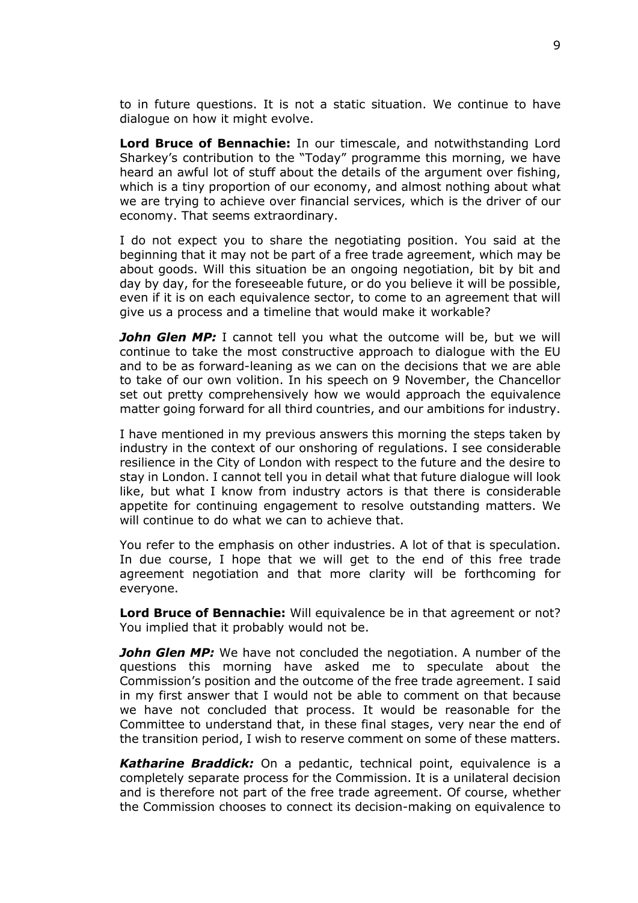to in future questions. It is not a static situation. We continue to have dialogue on how it might evolve.

**Lord Bruce of Bennachie:** In our timescale, and notwithstanding Lord Sharkey's contribution to the "Today" programme this morning, we have heard an awful lot of stuff about the details of the argument over fishing, which is a tiny proportion of our economy, and almost nothing about what we are trying to achieve over financial services, which is the driver of our economy. That seems extraordinary.

I do not expect you to share the negotiating position. You said at the beginning that it may not be part of a free trade agreement, which may be about goods. Will this situation be an ongoing negotiation, bit by bit and day by day, for the foreseeable future, or do you believe it will be possible, even if it is on each equivalence sector, to come to an agreement that will give us a process and a timeline that would make it workable?

***John Glen MP:*** I cannot tell you what the outcome will be, but we will continue to take the most constructive approach to dialogue with the EU and to be as forward-leaning as we can on the decisions that we are able to take of our own volition. In his speech on 9 November, the Chancellor set out pretty comprehensively how we would approach the equivalence matter going forward for all third countries, and our ambitions for industry.

I have mentioned in my previous answers this morning the steps taken by industry in the context of our onshoring of regulations. I see considerable resilience in the City of London with respect to the future and the desire to stay in London. I cannot tell you in detail what that future dialogue will look like, but what I know from industry actors is that there is considerable appetite for continuing engagement to resolve outstanding matters. We will continue to do what we can to achieve that.

You refer to the emphasis on other industries. A lot of that is speculation. In due course, I hope that we will get to the end of this free trade agreement negotiation and that more clarity will be forthcoming for everyone.

**Lord Bruce of Bennachie:** Will equivalence be in that agreement or not? You implied that it probably would not be.

***John Glen MP:*** We have not concluded the negotiation. A number of the questions this morning have asked me to speculate about the Commission's position and the outcome of the free trade agreement. I said in my first answer that I would not be able to comment on that because we have not concluded that process. It would be reasonable for the Committee to understand that, in these final stages, very near the end of the transition period, I wish to reserve comment on some of these matters.

***Katharine Braddick:*** On a pedantic, technical point, equivalence is a completely separate process for the Commission. It is a unilateral decision and is therefore not part of the free trade agreement. Of course, whether the Commission chooses to connect its decision-making on equivalence to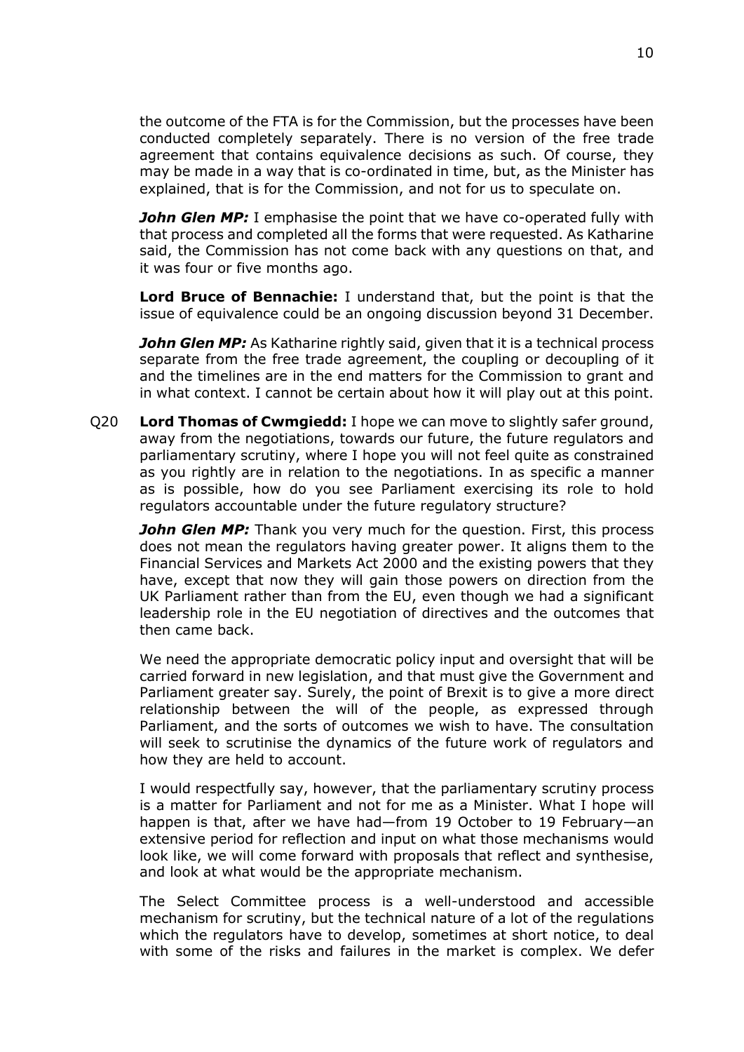the outcome of the FTA is for the Commission, but the processes have been conducted completely separately. There is no version of the free trade agreement that contains equivalence decisions as such. Of course, they may be made in a way that is co-ordinated in time, but, as the Minister has explained, that is for the Commission, and not for us to speculate on.

***John Glen MP:*** I emphasise the point that we have co-operated fully with that process and completed all the forms that were requested. As Katharine said, the Commission has not come back with any questions on that, and it was four or five months ago.

**Lord Bruce of Bennachie:** I understand that, but the point is that the issue of equivalence could be an ongoing discussion beyond 31 December.

***John Glen MP:*** As Katharine rightly said, given that it is a technical process separate from the free trade agreement, the coupling or decoupling of it and the timelines are in the end matters for the Commission to grant and in what context. I cannot be certain about how it will play out at this point.

Q20 **Lord Thomas of Cwmgiedd:** I hope we can move to slightly safer ground, away from the negotiations, towards our future, the future regulators and parliamentary scrutiny, where I hope you will not feel quite as constrained as you rightly are in relation to the negotiations. In as specific a manner as is possible, how do you see Parliament exercising its role to hold regulators accountable under the future regulatory structure?

***John Glen MP:*** Thank you very much for the question. First, this process does not mean the regulators having greater power. It aligns them to the Financial Services and Markets Act 2000 and the existing powers that they have, except that now they will gain those powers on direction from the UK Parliament rather than from the EU, even though we had a significant leadership role in the EU negotiation of directives and the outcomes that then came back.

We need the appropriate democratic policy input and oversight that will be carried forward in new legislation, and that must give the Government and Parliament greater say. Surely, the point of Brexit is to give a more direct relationship between the will of the people, as expressed through Parliament, and the sorts of outcomes we wish to have. The consultation will seek to scrutinise the dynamics of the future work of regulators and how they are held to account.

I would respectfully say, however, that the parliamentary scrutiny process is a matter for Parliament and not for me as a Minister. What I hope will happen is that, after we have had—from 19 October to 19 February—an extensive period for reflection and input on what those mechanisms would look like, we will come forward with proposals that reflect and synthesise, and look at what would be the appropriate mechanism.

The Select Committee process is a well-understood and accessible mechanism for scrutiny, but the technical nature of a lot of the regulations which the regulators have to develop, sometimes at short notice, to deal with some of the risks and failures in the market is complex. We defer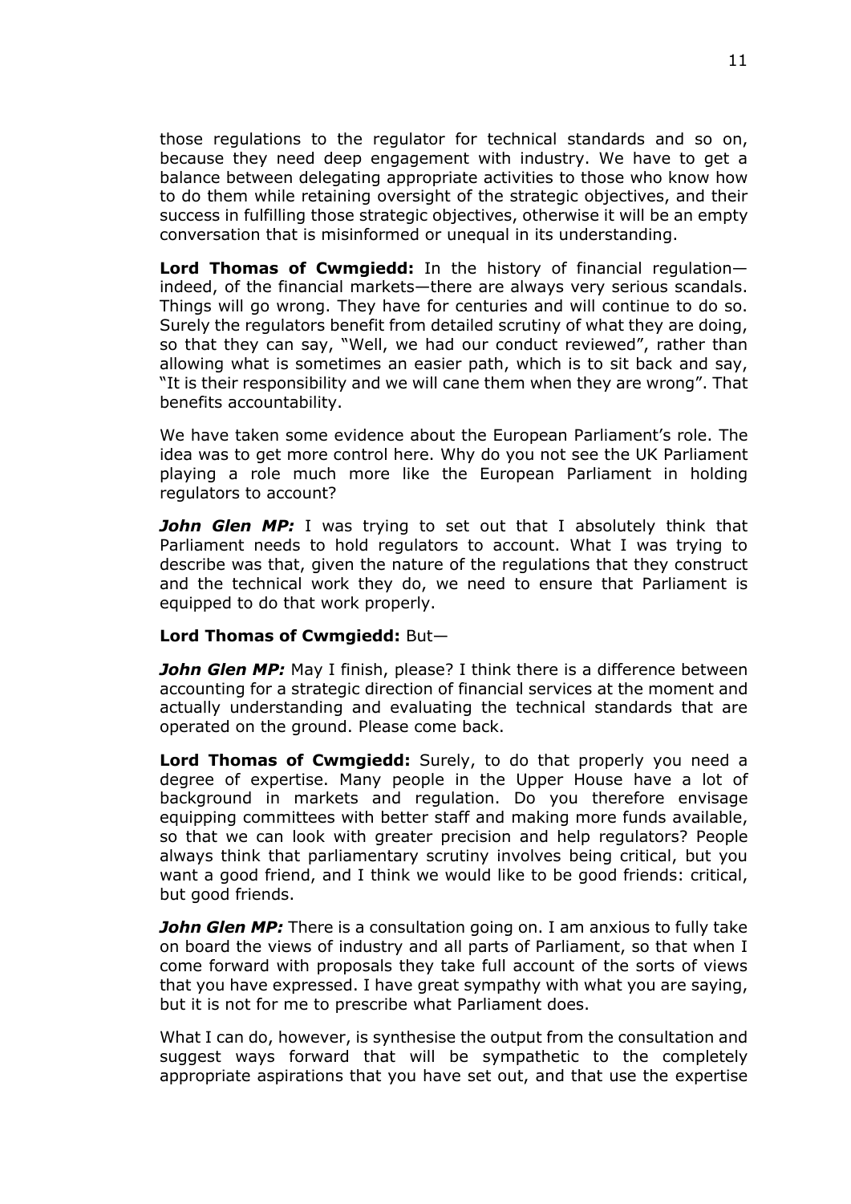those regulations to the regulator for technical standards and so on, because they need deep engagement with industry. We have to get a balance between delegating appropriate activities to those who know how to do them while retaining oversight of the strategic objectives, and their success in fulfilling those strategic objectives, otherwise it will be an empty conversation that is misinformed or unequal in its understanding.

**Lord Thomas of Cwmgiedd:** In the history of financial regulation—indeed, of the financial markets—there are always very serious scandals. Things will go wrong. They have for centuries and will continue to do so. Surely the regulators benefit from detailed scrutiny of what they are doing, so that they can say, "Well, we had our conduct reviewed", rather than allowing what is sometimes an easier path, which is to sit back and say, "It is their responsibility and we will cane them when they are wrong". That benefits accountability.

We have taken some evidence about the European Parliament's role. The idea was to get more control here. Why do you not see the UK Parliament playing a role much more like the European Parliament in holding regulators to account?

***John Glen MP:*** I was trying to set out that I absolutely think that Parliament needs to hold regulators to account. What I was trying to describe was that, given the nature of the regulations that they construct and the technical work they do, we need to ensure that Parliament is equipped to do that work properly.

**Lord Thomas of Cwmgiedd:** But—

***John Glen MP:*** May I finish, please? I think there is a difference between accounting for a strategic direction of financial services at the moment and actually understanding and evaluating the technical standards that are operated on the ground. Please come back.

**Lord Thomas of Cwmgiedd:** Surely, to do that properly you need a degree of expertise. Many people in the Upper House have a lot of background in markets and regulation. Do you therefore envisage equipping committees with better staff and making more funds available, so that we can look with greater precision and help regulators? People always think that parliamentary scrutiny involves being critical, but you want a good friend, and I think we would like to be good friends: critical, but good friends.

***John Glen MP:*** There is a consultation going on. I am anxious to fully take on board the views of industry and all parts of Parliament, so that when I come forward with proposals they take full account of the sorts of views that you have expressed. I have great sympathy with what you are saying, but it is not for me to prescribe what Parliament does.

What I can do, however, is synthesise the output from the consultation and suggest ways forward that will be sympathetic to the completely appropriate aspirations that you have set out, and that use the expertise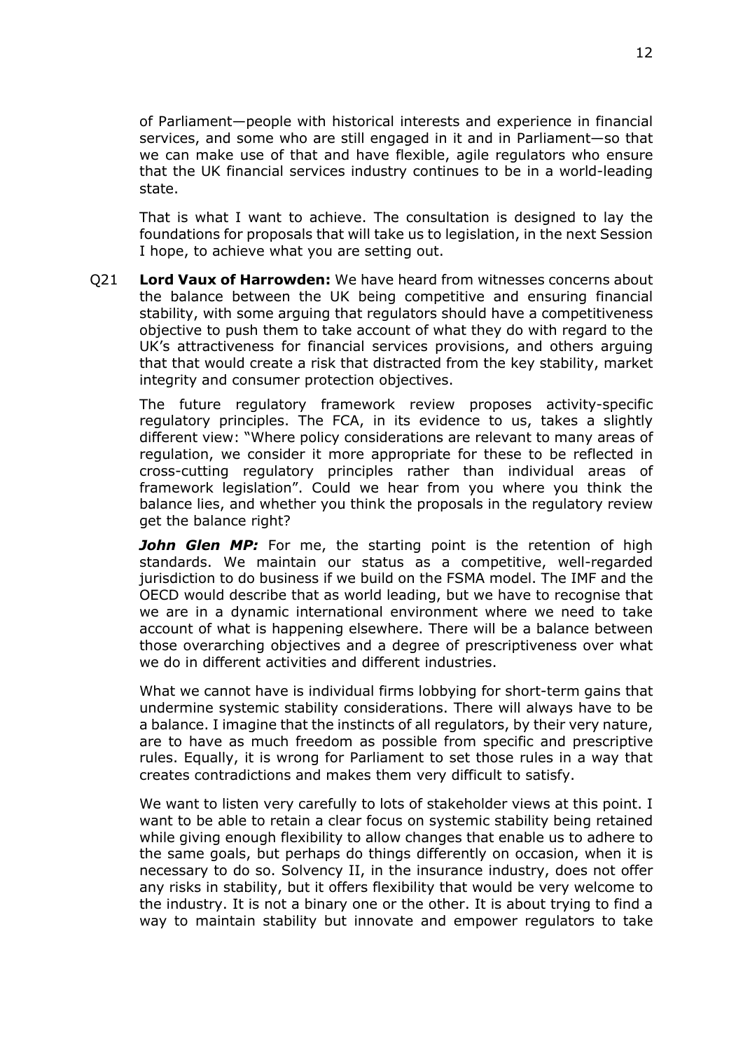of Parliament—people with historical interests and experience in financial services, and some who are still engaged in it and in Parliament—so that we can make use of that and have flexible, agile regulators who ensure that the UK financial services industry continues to be in a world-leading state.

That is what I want to achieve. The consultation is designed to lay the foundations for proposals that will take us to legislation, in the next Session I hope, to achieve what you are setting out.

Q21 **Lord Vaux of Harrowden:** We have heard from witnesses concerns about the balance between the UK being competitive and ensuring financial stability, with some arguing that regulators should have a competitiveness objective to push them to take account of what they do with regard to the UK's attractiveness for financial services provisions, and others arguing that that would create a risk that distracted from the key stability, market integrity and consumer protection objectives.

The future regulatory framework review proposes activity-specific regulatory principles. The FCA, in its evidence to us, takes a slightly different view: "Where policy considerations are relevant to many areas of regulation, we consider it more appropriate for these to be reflected in cross-cutting regulatory principles rather than individual areas of framework legislation". Could we hear from you where you think the balance lies, and whether you think the proposals in the regulatory review get the balance right?

***John Glen MP:*** For me, the starting point is the retention of high standards. We maintain our status as a competitive, well-regarded jurisdiction to do business if we build on the FSMA model. The IMF and the OECD would describe that as world leading, but we have to recognise that we are in a dynamic international environment where we need to take account of what is happening elsewhere. There will be a balance between those overarching objectives and a degree of prescriptiveness over what we do in different activities and different industries.

What we cannot have is individual firms lobbying for short-term gains that undermine systemic stability considerations. There will always have to be a balance. I imagine that the instincts of all regulators, by their very nature, are to have as much freedom as possible from specific and prescriptive rules. Equally, it is wrong for Parliament to set those rules in a way that creates contradictions and makes them very difficult to satisfy.

We want to listen very carefully to lots of stakeholder views at this point. I want to be able to retain a clear focus on systemic stability being retained while giving enough flexibility to allow changes that enable us to adhere to the same goals, but perhaps do things differently on occasion, when it is necessary to do so. Solvency II, in the insurance industry, does not offer any risks in stability, but it offers flexibility that would be very welcome to the industry. It is not a binary one or the other. It is about trying to find a way to maintain stability but innovate and empower regulators to take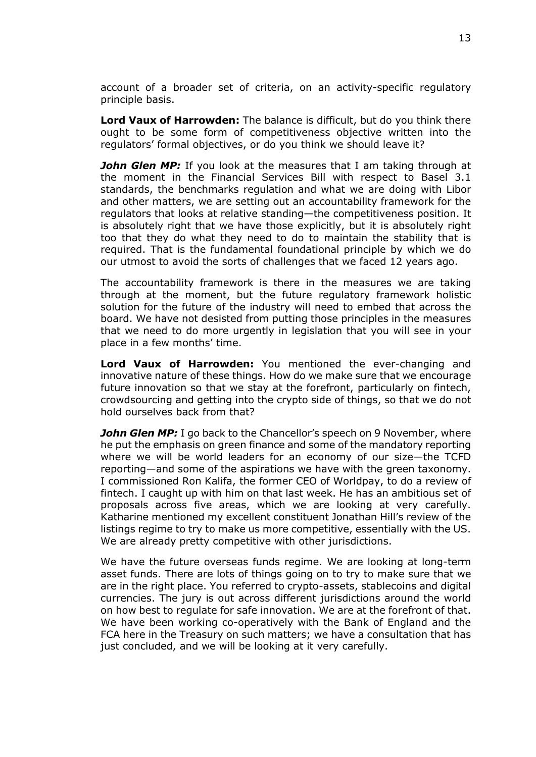account of a broader set of criteria, on an activity-specific regulatory principle basis.

**Lord Vaux of Harrowden:** The balance is difficult, but do you think there ought to be some form of competitiveness objective written into the regulators' formal objectives, or do you think we should leave it?

***John Glen MP:*** If you look at the measures that I am taking through at the moment in the Financial Services Bill with respect to Basel 3.1 standards, the benchmarks regulation and what we are doing with Libor and other matters, we are setting out an accountability framework for the regulators that looks at relative standing—the competitiveness position. It is absolutely right that we have those explicitly, but it is absolutely right too that they do what they need to do to maintain the stability that is required. That is the fundamental foundational principle by which we do our utmost to avoid the sorts of challenges that we faced 12 years ago.

The accountability framework is there in the measures we are taking through at the moment, but the future regulatory framework holistic solution for the future of the industry will need to embed that across the board. We have not desisted from putting those principles in the measures that we need to do more urgently in legislation that you will see in your place in a few months' time.

**Lord Vaux of Harrowden:** You mentioned the ever-changing and innovative nature of these things. How do we make sure that we encourage future innovation so that we stay at the forefront, particularly on fintech, crowdsourcing and getting into the crypto side of things, so that we do not hold ourselves back from that?

***John Glen MP:*** I go back to the Chancellor's speech on 9 November, where he put the emphasis on green finance and some of the mandatory reporting where we will be world leaders for an economy of our size—the TCFD reporting—and some of the aspirations we have with the green taxonomy. I commissioned Ron Kalifa, the former CEO of Worldpay, to do a review of fintech. I caught up with him on that last week. He has an ambitious set of proposals across five areas, which we are looking at very carefully. Katharine mentioned my excellent constituent Jonathan Hill's review of the listings regime to try to make us more competitive, essentially with the US. We are already pretty competitive with other jurisdictions.

We have the future overseas funds regime. We are looking at long-term asset funds. There are lots of things going on to try to make sure that we are in the right place. You referred to crypto-assets, stablecoins and digital currencies. The jury is out across different jurisdictions around the world on how best to regulate for safe innovation. We are at the forefront of that. We have been working co-operatively with the Bank of England and the FCA here in the Treasury on such matters; we have a consultation that has just concluded, and we will be looking at it very carefully.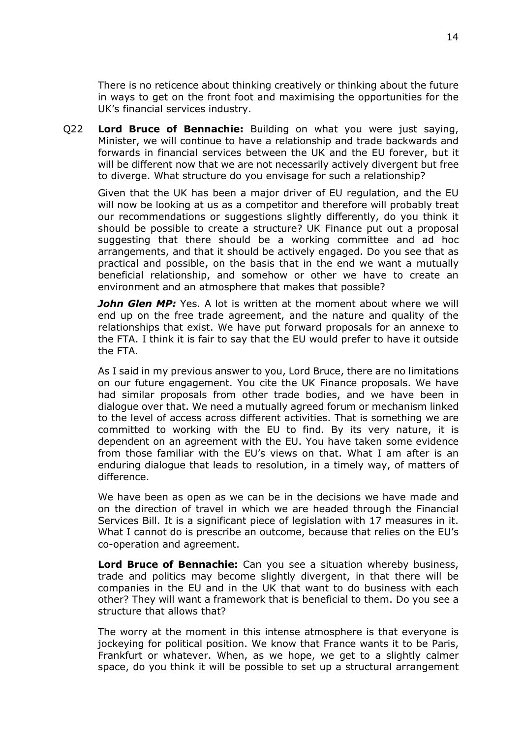There is no reticence about thinking creatively or thinking about the future in ways to get on the front foot and maximising the opportunities for the UK's financial services industry.

Q22 **Lord Bruce of Bennachie:** Building on what you were just saying, Minister, we will continue to have a relationship and trade backwards and forwards in financial services between the UK and the EU forever, but it will be different now that we are not necessarily actively divergent but free to diverge. What structure do you envisage for such a relationship?

Given that the UK has been a major driver of EU regulation, and the EU will now be looking at us as a competitor and therefore will probably treat our recommendations or suggestions slightly differently, do you think it should be possible to create a structure? UK Finance put out a proposal suggesting that there should be a working committee and ad hoc arrangements, and that it should be actively engaged. Do you see that as practical and possible, on the basis that in the end we want a mutually beneficial relationship, and somehow or other we have to create an environment and an atmosphere that makes that possible?

***John Glen MP:*** Yes. A lot is written at the moment about where we will end up on the free trade agreement, and the nature and quality of the relationships that exist. We have put forward proposals for an annexe to the FTA. I think it is fair to say that the EU would prefer to have it outside the FTA.

As I said in my previous answer to you, Lord Bruce, there are no limitations on our future engagement. You cite the UK Finance proposals. We have had similar proposals from other trade bodies, and we have been in dialogue over that. We need a mutually agreed forum or mechanism linked to the level of access across different activities. That is something we are committed to working with the EU to find. By its very nature, it is dependent on an agreement with the EU. You have taken some evidence from those familiar with the EU's views on that. What I am after is an enduring dialogue that leads to resolution, in a timely way, of matters of difference.

We have been as open as we can be in the decisions we have made and on the direction of travel in which we are headed through the Financial Services Bill. It is a significant piece of legislation with 17 measures in it. What I cannot do is prescribe an outcome, because that relies on the EU's co-operation and agreement.

**Lord Bruce of Bennachie:** Can you see a situation whereby business, trade and politics may become slightly divergent, in that there will be companies in the EU and in the UK that want to do business with each other? They will want a framework that is beneficial to them. Do you see a structure that allows that?

The worry at the moment in this intense atmosphere is that everyone is jockeying for political position. We know that France wants it to be Paris, Frankfurt or whatever. When, as we hope, we get to a slightly calmer space, do you think it will be possible to set up a structural arrangement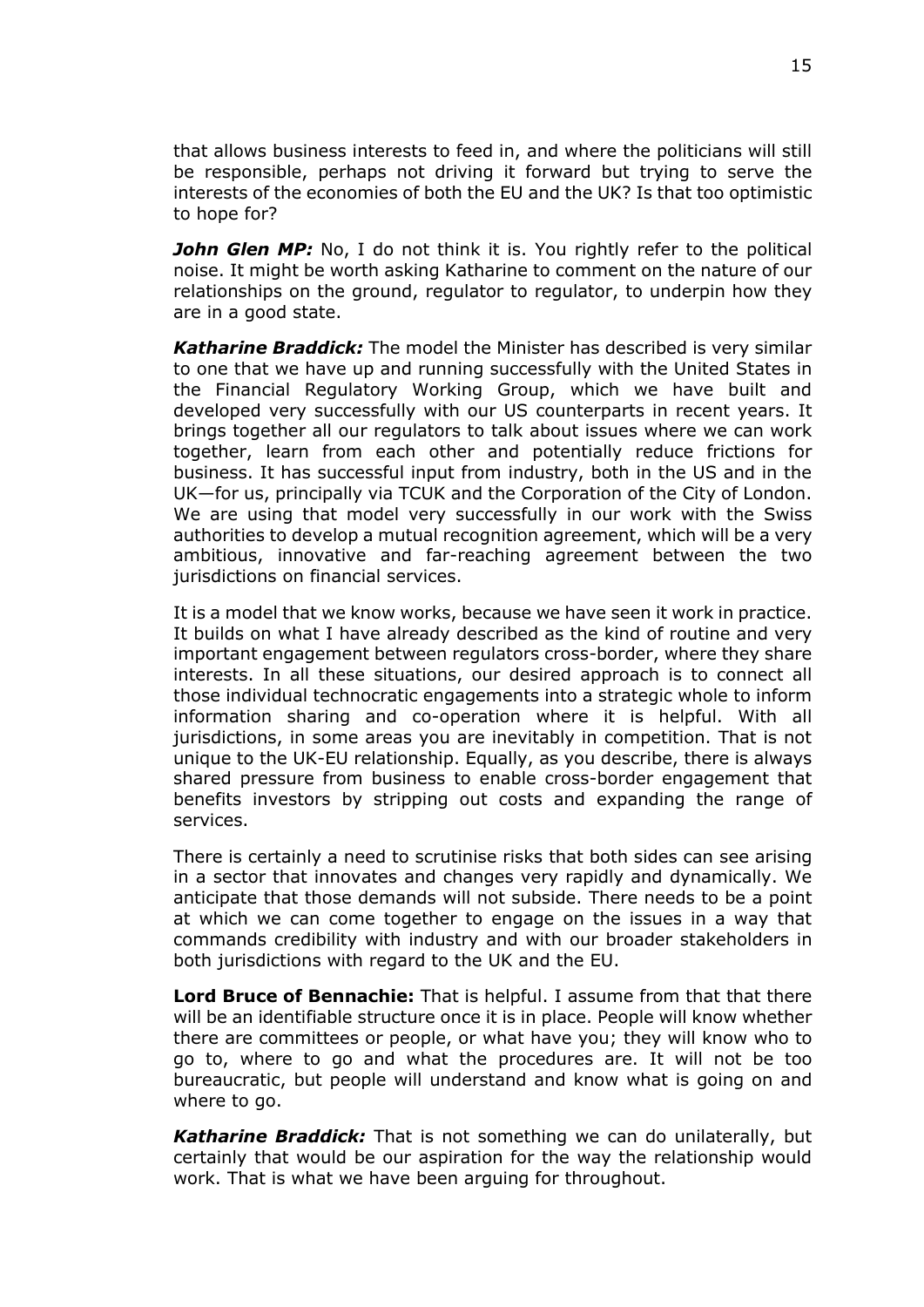that allows business interests to feed in, and where the politicians will still be responsible, perhaps not driving it forward but trying to serve the interests of the economies of both the EU and the UK? Is that too optimistic to hope for?

***John Glen MP:*** No, I do not think it is. You rightly refer to the political noise. It might be worth asking Katharine to comment on the nature of our relationships on the ground, regulator to regulator, to underpin how they are in a good state.

***Katharine Braddick:*** The model the Minister has described is very similar to one that we have up and running successfully with the United States in the Financial Regulatory Working Group, which we have built and developed very successfully with our US counterparts in recent years. It brings together all our regulators to talk about issues where we can work together, learn from each other and potentially reduce frictions for business. It has successful input from industry, both in the US and in the UK—for us, principally via TCUK and the Corporation of the City of London. We are using that model very successfully in our work with the Swiss authorities to develop a mutual recognition agreement, which will be a very ambitious, innovative and far-reaching agreement between the two jurisdictions on financial services.

It is a model that we know works, because we have seen it work in practice. It builds on what I have already described as the kind of routine and very important engagement between regulators cross-border, where they share interests. In all these situations, our desired approach is to connect all those individual technocratic engagements into a strategic whole to inform information sharing and co-operation where it is helpful. With all jurisdictions, in some areas you are inevitably in competition. That is not unique to the UK-EU relationship. Equally, as you describe, there is always shared pressure from business to enable cross-border engagement that benefits investors by stripping out costs and expanding the range of services.

There is certainly a need to scrutinise risks that both sides can see arising in a sector that innovates and changes very rapidly and dynamically. We anticipate that those demands will not subside. There needs to be a point at which we can come together to engage on the issues in a way that commands credibility with industry and with our broader stakeholders in both jurisdictions with regard to the UK and the EU.

**Lord Bruce of Bennachie:** That is helpful. I assume from that that there will be an identifiable structure once it is in place. People will know whether there are committees or people, or what have you; they will know who to go to, where to go and what the procedures are. It will not be too bureaucratic, but people will understand and know what is going on and where to go.

***Katharine Braddick:*** That is not something we can do unilaterally, but certainly that would be our aspiration for the way the relationship would work. That is what we have been arguing for throughout.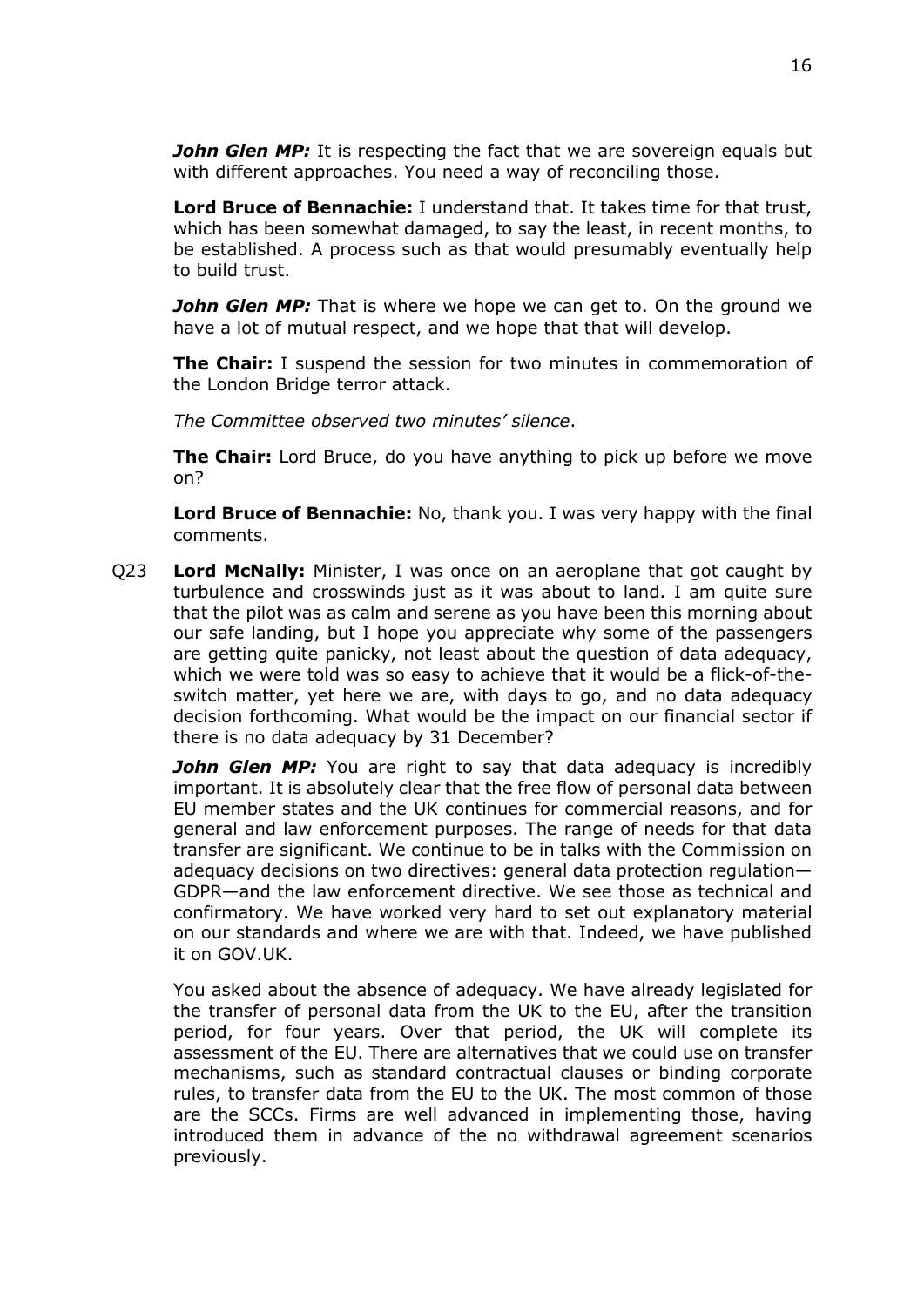***John Glen MP:*** It is respecting the fact that we are sovereign equals but with different approaches. You need a way of reconciling those.

**Lord Bruce of Bennachie:** I understand that. It takes time for that trust, which has been somewhat damaged, to say the least, in recent months, to be established. A process such as that would presumably eventually help to build trust.

***John Glen MP:*** That is where we hope we can get to. On the ground we have a lot of mutual respect, and we hope that that will develop.

**The Chair:** I suspend the session for two minutes in commemoration of the London Bridge terror attack.

*The Committee observed two minutes' silence*.

**The Chair:** Lord Bruce, do you have anything to pick up before we move on?

**Lord Bruce of Bennachie:** No, thank you. I was very happy with the final comments.

Q23 **Lord McNally:** Minister, I was once on an aeroplane that got caught by turbulence and crosswinds just as it was about to land. I am quite sure that the pilot was as calm and serene as you have been this morning about our safe landing, but I hope you appreciate why some of the passengers are getting quite panicky, not least about the question of data adequacy, which we were told was so easy to achieve that it would be a flick-of-the-switch matter, yet here we are, with days to go, and no data adequacy decision forthcoming. What would be the impact on our financial sector if there is no data adequacy by 31 December?

***John Glen MP:*** You are right to say that data adequacy is incredibly important. It is absolutely clear that the free flow of personal data between EU member states and the UK continues for commercial reasons, and for general and law enforcement purposes. The range of needs for that data transfer are significant. We continue to be in talks with the Commission on adequacy decisions on two directives: general data protection regulation—GDPR—and the law enforcement directive. We see those as technical and confirmatory. We have worked very hard to set out explanatory material on our standards and where we are with that. Indeed, we have published it on GOV.UK.

You asked about the absence of adequacy. We have already legislated for the transfer of personal data from the UK to the EU, after the transition period, for four years. Over that period, the UK will complete its assessment of the EU. There are alternatives that we could use on transfer mechanisms, such as standard contractual clauses or binding corporate rules, to transfer data from the EU to the UK. The most common of those are the SCCs. Firms are well advanced in implementing those, having introduced them in advance of the no withdrawal agreement scenarios previously.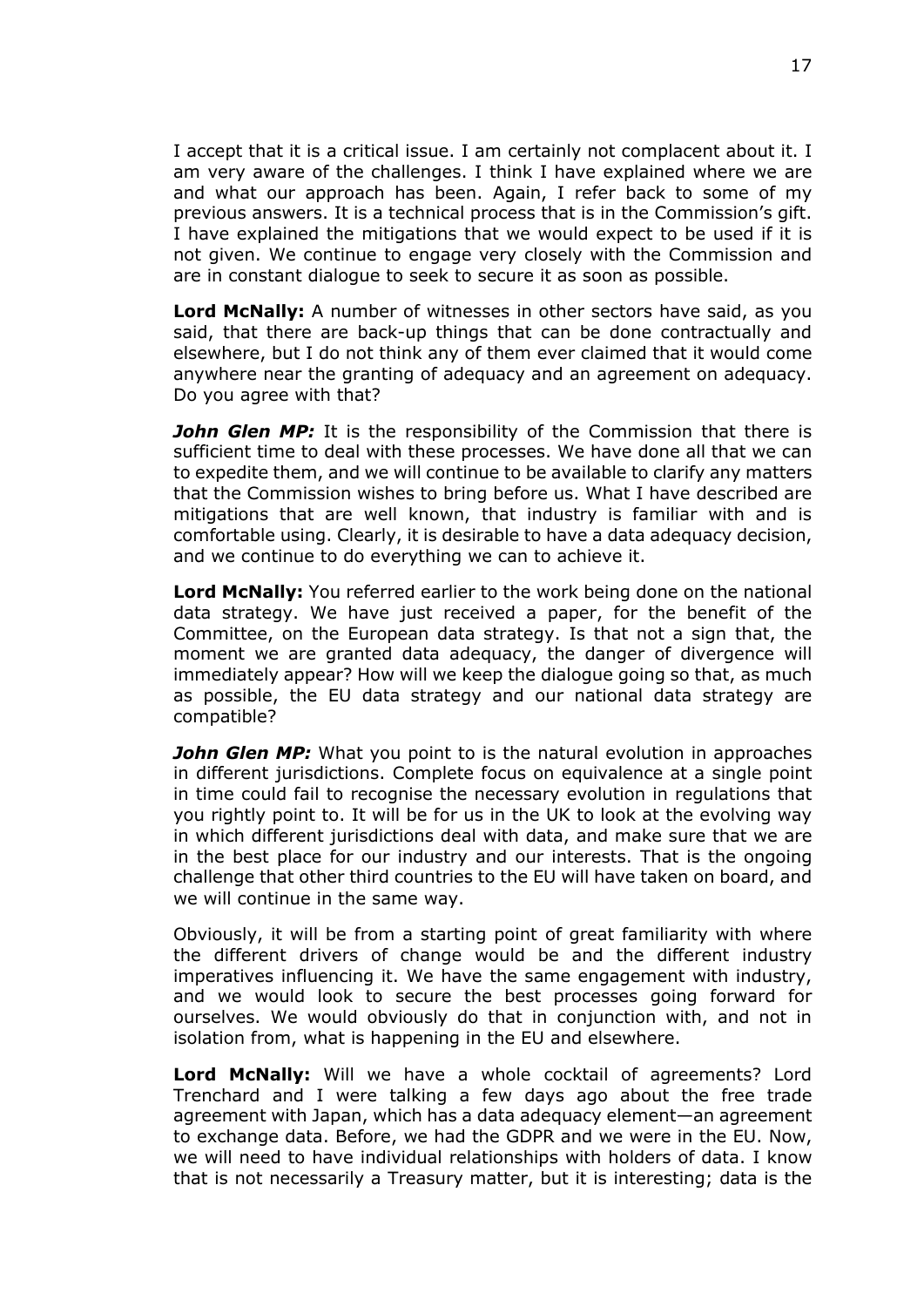I accept that it is a critical issue. I am certainly not complacent about it. I am very aware of the challenges. I think I have explained where we are and what our approach has been. Again, I refer back to some of my previous answers. It is a technical process that is in the Commission's gift. I have explained the mitigations that we would expect to be used if it is not given. We continue to engage very closely with the Commission and are in constant dialogue to seek to secure it as soon as possible.

**Lord McNally:** A number of witnesses in other sectors have said, as you said, that there are back-up things that can be done contractually and elsewhere, but I do not think any of them ever claimed that it would come anywhere near the granting of adequacy and an agreement on adequacy. Do you agree with that?

***John Glen MP:*** It is the responsibility of the Commission that there is sufficient time to deal with these processes. We have done all that we can to expedite them, and we will continue to be available to clarify any matters that the Commission wishes to bring before us. What I have described are mitigations that are well known, that industry is familiar with and is comfortable using. Clearly, it is desirable to have a data adequacy decision, and we continue to do everything we can to achieve it.

**Lord McNally:** You referred earlier to the work being done on the national data strategy. We have just received a paper, for the benefit of the Committee, on the European data strategy. Is that not a sign that, the moment we are granted data adequacy, the danger of divergence will immediately appear? How will we keep the dialogue going so that, as much as possible, the EU data strategy and our national data strategy are compatible?

***John Glen MP:*** What you point to is the natural evolution in approaches in different jurisdictions. Complete focus on equivalence at a single point in time could fail to recognise the necessary evolution in regulations that you rightly point to. It will be for us in the UK to look at the evolving way in which different jurisdictions deal with data, and make sure that we are in the best place for our industry and our interests. That is the ongoing challenge that other third countries to the EU will have taken on board, and we will continue in the same way.

Obviously, it will be from a starting point of great familiarity with where the different drivers of change would be and the different industry imperatives influencing it. We have the same engagement with industry, and we would look to secure the best processes going forward for ourselves. We would obviously do that in conjunction with, and not in isolation from, what is happening in the EU and elsewhere.

**Lord McNally:** Will we have a whole cocktail of agreements? Lord Trenchard and I were talking a few days ago about the free trade agreement with Japan, which has a data adequacy element—an agreement to exchange data. Before, we had the GDPR and we were in the EU. Now, we will need to have individual relationships with holders of data. I know that is not necessarily a Treasury matter, but it is interesting; data is the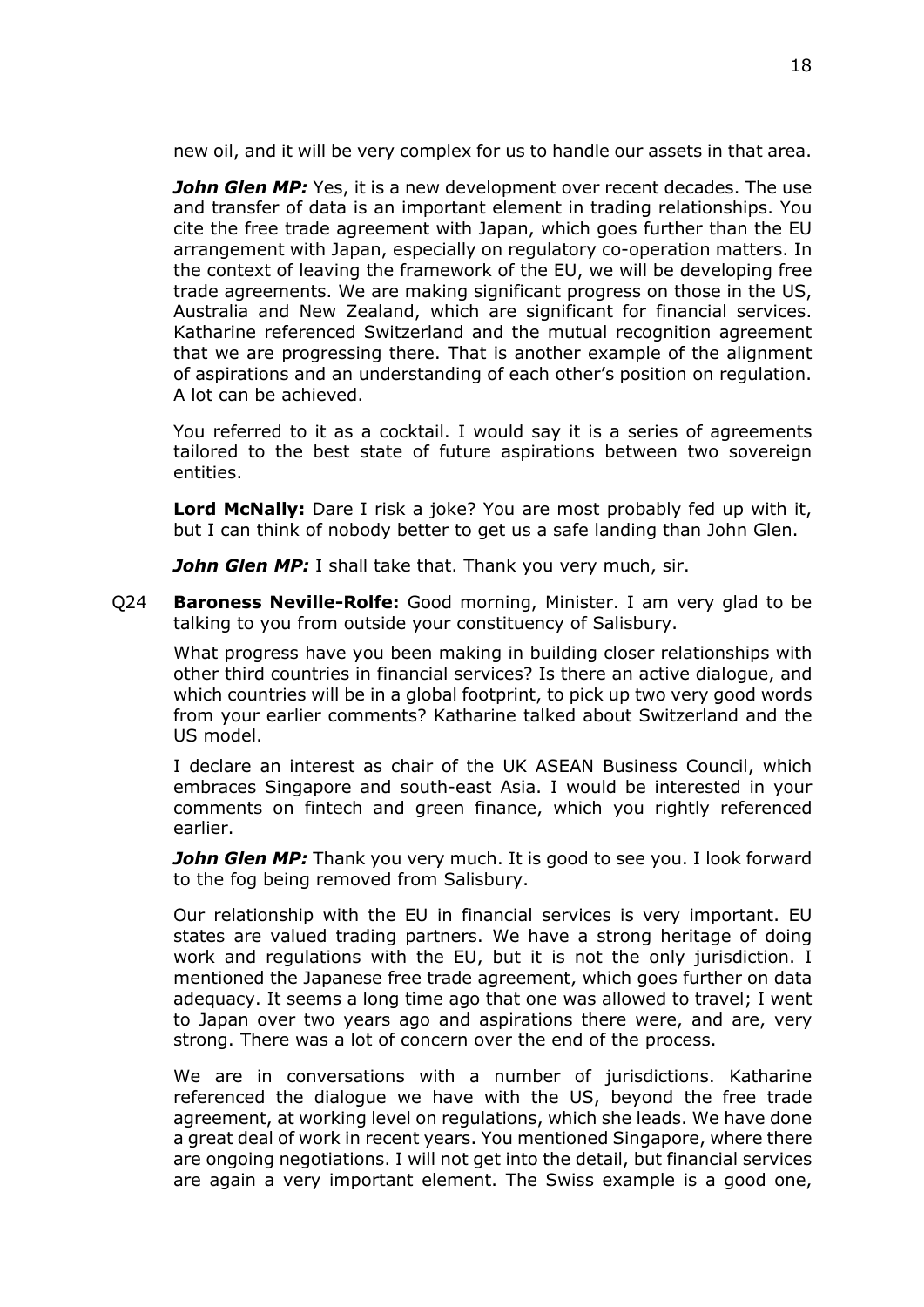new oil, and it will be very complex for us to handle our assets in that area.

***John Glen MP:*** Yes, it is a new development over recent decades. The use and transfer of data is an important element in trading relationships. You cite the free trade agreement with Japan, which goes further than the EU arrangement with Japan, especially on regulatory co-operation matters. In the context of leaving the framework of the EU, we will be developing free trade agreements. We are making significant progress on those in the US, Australia and New Zealand, which are significant for financial services. Katharine referenced Switzerland and the mutual recognition agreement that we are progressing there. That is another example of the alignment of aspirations and an understanding of each other's position on regulation. A lot can be achieved.

You referred to it as a cocktail. I would say it is a series of agreements tailored to the best state of future aspirations between two sovereign entities.

**Lord McNally:** Dare I risk a joke? You are most probably fed up with it, but I can think of nobody better to get us a safe landing than John Glen.

***John Glen MP:*** I shall take that. Thank you very much, sir.

Q24 **Baroness Neville-Rolfe:** Good morning, Minister. I am very glad to be talking to you from outside your constituency of Salisbury.

What progress have you been making in building closer relationships with other third countries in financial services? Is there an active dialogue, and which countries will be in a global footprint, to pick up two very good words from your earlier comments? Katharine talked about Switzerland and the US model.

I declare an interest as chair of the UK ASEAN Business Council, which embraces Singapore and south-east Asia. I would be interested in your comments on fintech and green finance, which you rightly referenced earlier.

***John Glen MP:*** Thank you very much. It is good to see you. I look forward to the fog being removed from Salisbury.

Our relationship with the EU in financial services is very important. EU states are valued trading partners. We have a strong heritage of doing work and regulations with the EU, but it is not the only jurisdiction. I mentioned the Japanese free trade agreement, which goes further on data adequacy. It seems a long time ago that one was allowed to travel; I went to Japan over two years ago and aspirations there were, and are, very strong. There was a lot of concern over the end of the process.

We are in conversations with a number of jurisdictions. Katharine referenced the dialogue we have with the US, beyond the free trade agreement, at working level on regulations, which she leads. We have done a great deal of work in recent years. You mentioned Singapore, where there are ongoing negotiations. I will not get into the detail, but financial services are again a very important element. The Swiss example is a good one,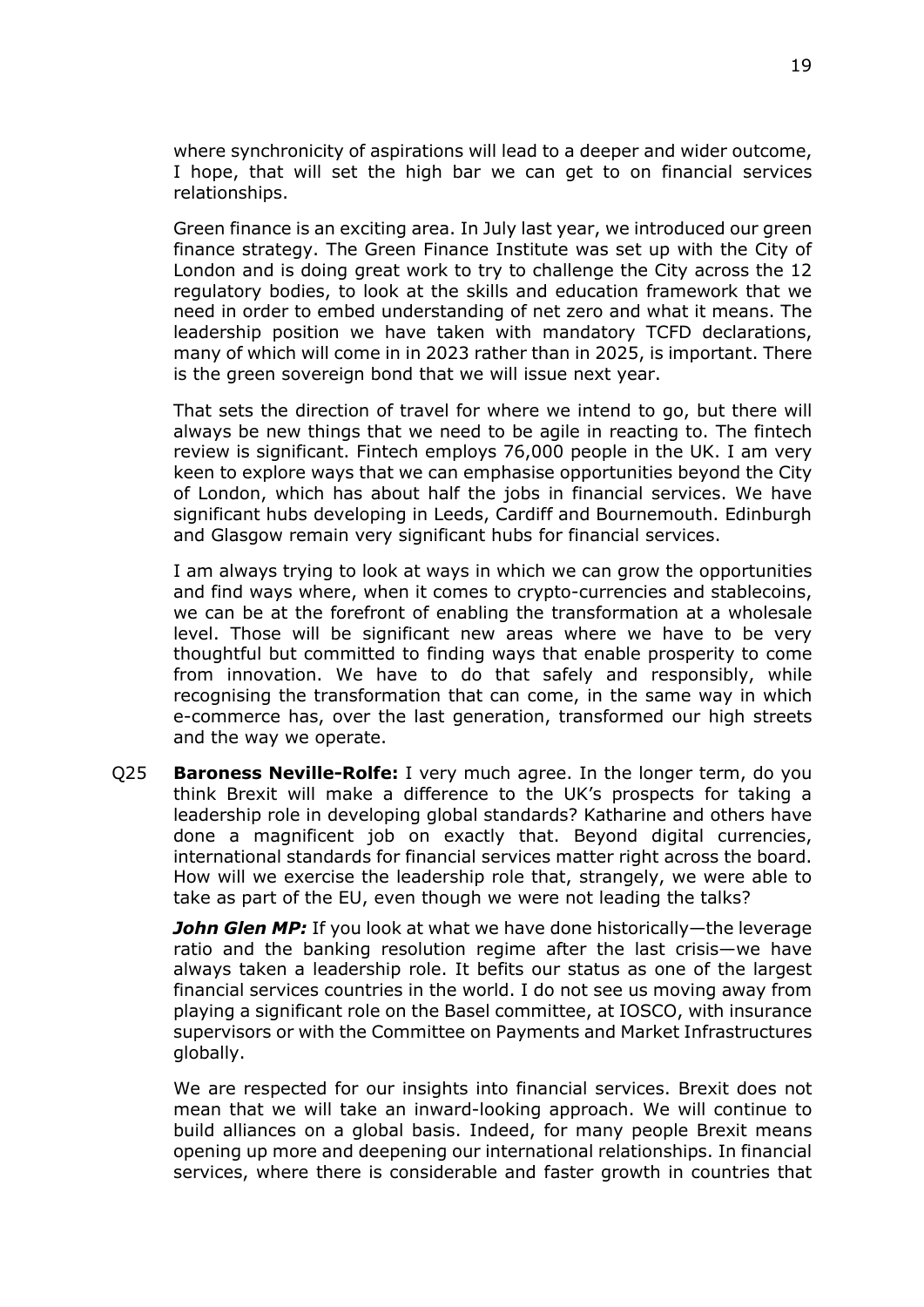where synchronicity of aspirations will lead to a deeper and wider outcome, I hope, that will set the high bar we can get to on financial services relationships.

Green finance is an exciting area. In July last year, we introduced our green finance strategy. The Green Finance Institute was set up with the City of London and is doing great work to try to challenge the City across the 12 regulatory bodies, to look at the skills and education framework that we need in order to embed understanding of net zero and what it means. The leadership position we have taken with mandatory TCFD declarations, many of which will come in in 2023 rather than in 2025, is important. There is the green sovereign bond that we will issue next year.

That sets the direction of travel for where we intend to go, but there will always be new things that we need to be agile in reacting to. The fintech review is significant. Fintech employs 76,000 people in the UK. I am very keen to explore ways that we can emphasise opportunities beyond the City of London, which has about half the jobs in financial services. We have significant hubs developing in Leeds, Cardiff and Bournemouth. Edinburgh and Glasgow remain very significant hubs for financial services.

I am always trying to look at ways in which we can grow the opportunities and find ways where, when it comes to crypto-currencies and stablecoins, we can be at the forefront of enabling the transformation at a wholesale level. Those will be significant new areas where we have to be very thoughtful but committed to finding ways that enable prosperity to come from innovation. We have to do that safely and responsibly, while recognising the transformation that can come, in the same way in which e-commerce has, over the last generation, transformed our high streets and the way we operate.

Q25 **Baroness Neville-Rolfe:** I very much agree. In the longer term, do you think Brexit will make a difference to the UK's prospects for taking a leadership role in developing global standards? Katharine and others have done a magnificent job on exactly that. Beyond digital currencies, international standards for financial services matter right across the board. How will we exercise the leadership role that, strangely, we were able to take as part of the EU, even though we were not leading the talks?

***John Glen MP:*** If you look at what we have done historically—the leverage ratio and the banking resolution regime after the last crisis—we have always taken a leadership role. It befits our status as one of the largest financial services countries in the world. I do not see us moving away from playing a significant role on the Basel committee, at IOSCO, with insurance supervisors or with the Committee on Payments and Market Infrastructures globally.

We are respected for our insights into financial services. Brexit does not mean that we will take an inward-looking approach. We will continue to build alliances on a global basis. Indeed, for many people Brexit means opening up more and deepening our international relationships. In financial services, where there is considerable and faster growth in countries that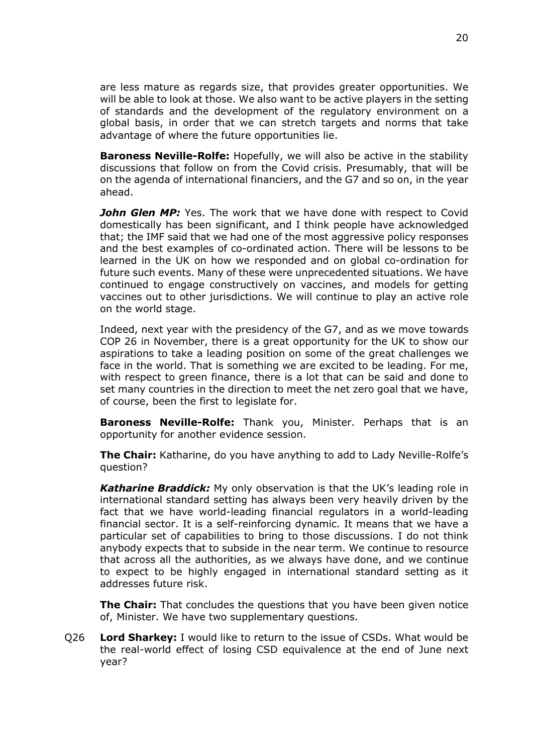are less mature as regards size, that provides greater opportunities. We will be able to look at those. We also want to be active players in the setting of standards and the development of the regulatory environment on a global basis, in order that we can stretch targets and norms that take advantage of where the future opportunities lie.

**Baroness Neville-Rolfe:** Hopefully, we will also be active in the stability discussions that follow on from the Covid crisis. Presumably, that will be on the agenda of international financiers, and the G7 and so on, in the year ahead.

***John Glen MP:*** Yes. The work that we have done with respect to Covid domestically has been significant, and I think people have acknowledged that; the IMF said that we had one of the most aggressive policy responses and the best examples of co-ordinated action. There will be lessons to be learned in the UK on how we responded and on global co-ordination for future such events. Many of these were unprecedented situations. We have continued to engage constructively on vaccines, and models for getting vaccines out to other jurisdictions. We will continue to play an active role on the world stage.

Indeed, next year with the presidency of the G7, and as we move towards COP 26 in November, there is a great opportunity for the UK to show our aspirations to take a leading position on some of the great challenges we face in the world. That is something we are excited to be leading. For me, with respect to green finance, there is a lot that can be said and done to set many countries in the direction to meet the net zero goal that we have, of course, been the first to legislate for.

**Baroness Neville-Rolfe:** Thank you, Minister. Perhaps that is an opportunity for another evidence session.

**The Chair:** Katharine, do you have anything to add to Lady Neville-Rolfe's question?

***Katharine Braddick:*** My only observation is that the UK's leading role in international standard setting has always been very heavily driven by the fact that we have world-leading financial regulators in a world-leading financial sector. It is a self-reinforcing dynamic. It means that we have a particular set of capabilities to bring to those discussions. I do not think anybody expects that to subside in the near term. We continue to resource that across all the authorities, as we always have done, and we continue to expect to be highly engaged in international standard setting as it addresses future risk.

**The Chair:** That concludes the questions that you have been given notice of, Minister. We have two supplementary questions.

Q26 **Lord Sharkey:** I would like to return to the issue of CSDs. What would be the real-world effect of losing CSD equivalence at the end of June next year?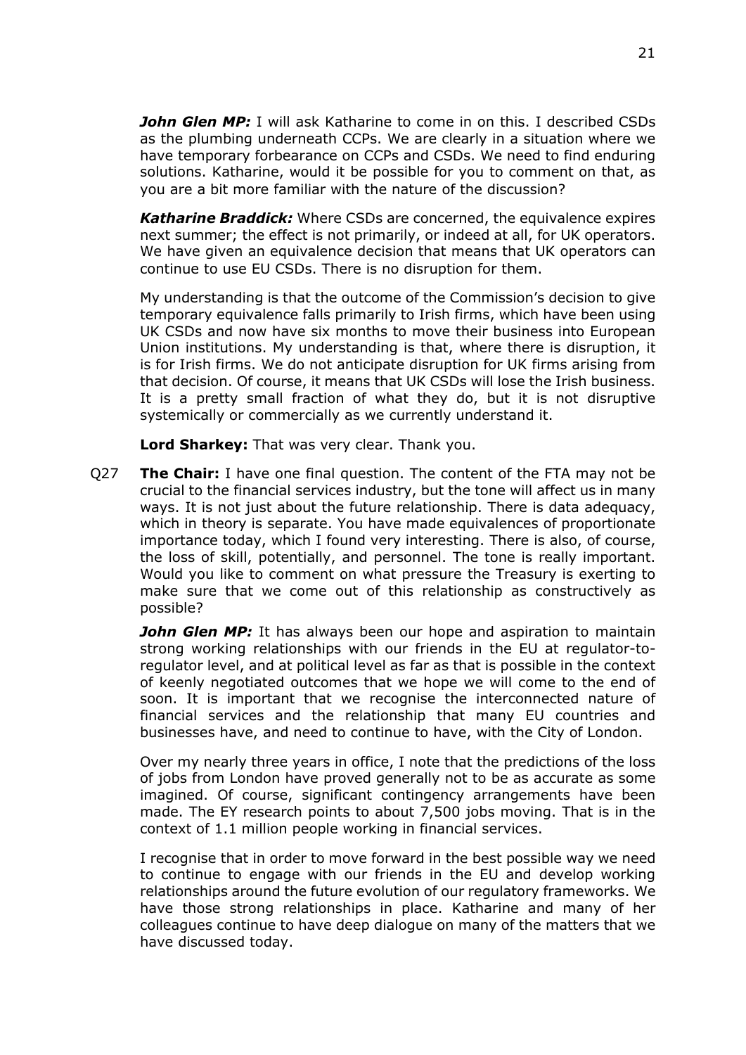***John Glen MP:*** I will ask Katharine to come in on this. I described CSDs as the plumbing underneath CCPs. We are clearly in a situation where we have temporary forbearance on CCPs and CSDs. We need to find enduring solutions. Katharine, would it be possible for you to comment on that, as you are a bit more familiar with the nature of the discussion?

***Katharine Braddick:*** Where CSDs are concerned, the equivalence expires next summer; the effect is not primarily, or indeed at all, for UK operators. We have given an equivalence decision that means that UK operators can continue to use EU CSDs. There is no disruption for them.

My understanding is that the outcome of the Commission's decision to give temporary equivalence falls primarily to Irish firms, which have been using UK CSDs and now have six months to move their business into European Union institutions. My understanding is that, where there is disruption, it is for Irish firms. We do not anticipate disruption for UK firms arising from that decision. Of course, it means that UK CSDs will lose the Irish business. It is a pretty small fraction of what they do, but it is not disruptive systemically or commercially as we currently understand it.

**Lord Sharkey:** That was very clear. Thank you.

Q27 **The Chair:** I have one final question. The content of the FTA may not be crucial to the financial services industry, but the tone will affect us in many ways. It is not just about the future relationship. There is data adequacy, which in theory is separate. You have made equivalences of proportionate importance today, which I found very interesting. There is also, of course, the loss of skill, potentially, and personnel. The tone is really important. Would you like to comment on what pressure the Treasury is exerting to make sure that we come out of this relationship as constructively as possible?

***John Glen MP:*** It has always been our hope and aspiration to maintain strong working relationships with our friends in the EU at regulator-to-regulator level, and at political level as far as that is possible in the context of keenly negotiated outcomes that we hope we will come to the end of soon. It is important that we recognise the interconnected nature of financial services and the relationship that many EU countries and businesses have, and need to continue to have, with the City of London.

Over my nearly three years in office, I note that the predictions of the loss of jobs from London have proved generally not to be as accurate as some imagined. Of course, significant contingency arrangements have been made. The EY research points to about 7,500 jobs moving. That is in the context of 1.1 million people working in financial services.

I recognise that in order to move forward in the best possible way we need to continue to engage with our friends in the EU and develop working relationships around the future evolution of our regulatory frameworks. We have those strong relationships in place. Katharine and many of her colleagues continue to have deep dialogue on many of the matters that we have discussed today.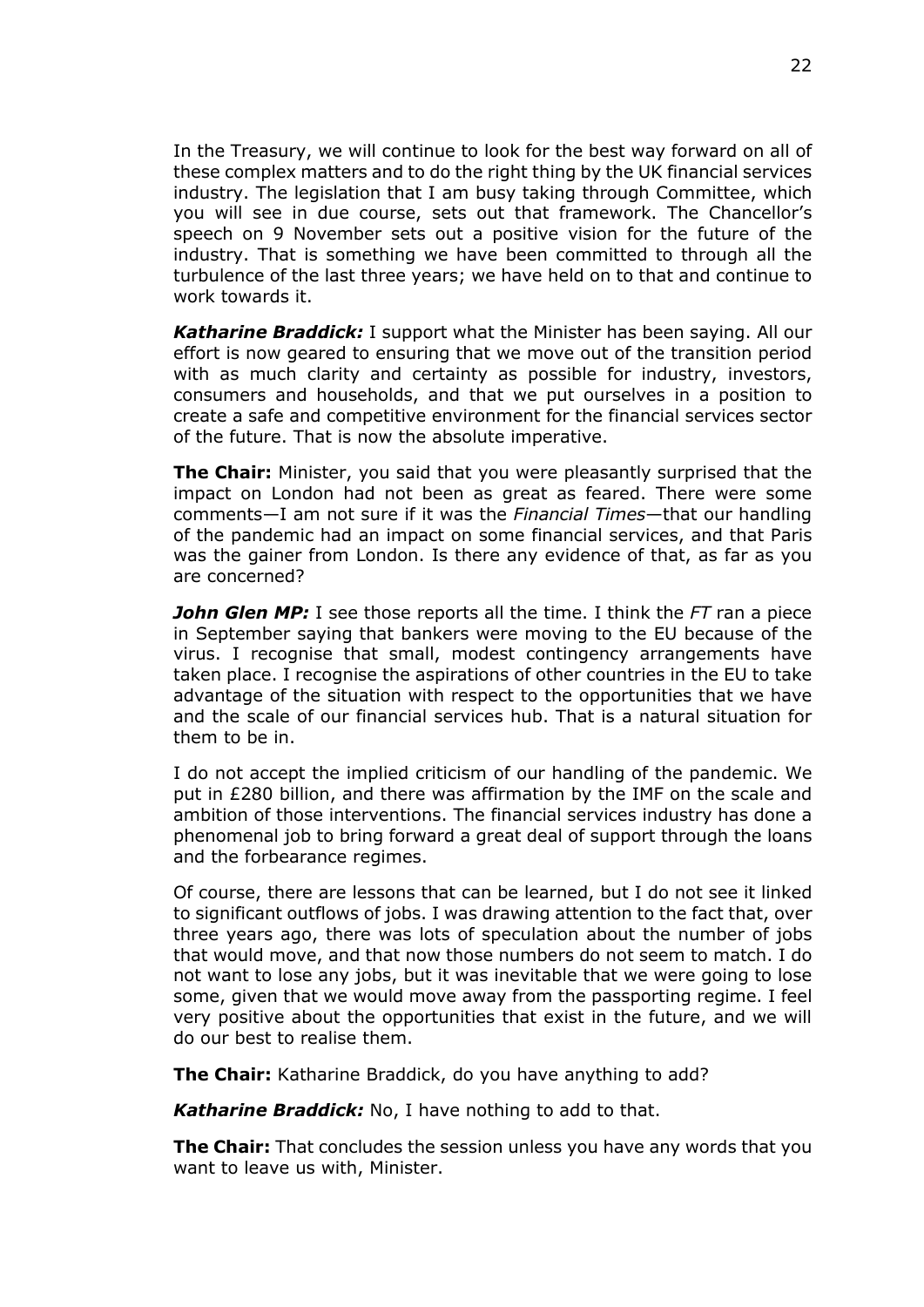In the Treasury, we will continue to look for the best way forward on all of these complex matters and to do the right thing by the UK financial services industry. The legislation that I am busy taking through Committee, which you will see in due course, sets out that framework. The Chancellor's speech on 9 November sets out a positive vision for the future of the industry. That is something we have been committed to through all the turbulence of the last three years; we have held on to that and continue to work towards it.

***Katharine Braddick:*** I support what the Minister has been saying. All our effort is now geared to ensuring that we move out of the transition period with as much clarity and certainty as possible for industry, investors, consumers and households, and that we put ourselves in a position to create a safe and competitive environment for the financial services sector of the future. That is now the absolute imperative.

**The Chair:** Minister, you said that you were pleasantly surprised that the impact on London had not been as great as feared. There were some comments—I am not sure if it was the *Financial Times*—that our handling of the pandemic had an impact on some financial services, and that Paris was the gainer from London. Is there any evidence of that, as far as you are concerned?

***John Glen MP:*** I see those reports all the time. I think the *FT* ran a piece in September saying that bankers were moving to the EU because of the virus. I recognise that small, modest contingency arrangements have taken place. I recognise the aspirations of other countries in the EU to take advantage of the situation with respect to the opportunities that we have and the scale of our financial services hub. That is a natural situation for them to be in.

I do not accept the implied criticism of our handling of the pandemic. We put in £280 billion, and there was affirmation by the IMF on the scale and ambition of those interventions. The financial services industry has done a phenomenal job to bring forward a great deal of support through the loans and the forbearance regimes.

Of course, there are lessons that can be learned, but I do not see it linked to significant outflows of jobs. I was drawing attention to the fact that, over three years ago, there was lots of speculation about the number of jobs that would move, and that now those numbers do not seem to match. I do not want to lose any jobs, but it was inevitable that we were going to lose some, given that we would move away from the passporting regime. I feel very positive about the opportunities that exist in the future, and we will do our best to realise them.

**The Chair:** Katharine Braddick, do you have anything to add?

***Katharine Braddick:*** No, I have nothing to add to that.

**The Chair:** That concludes the session unless you have any words that you want to leave us with, Minister.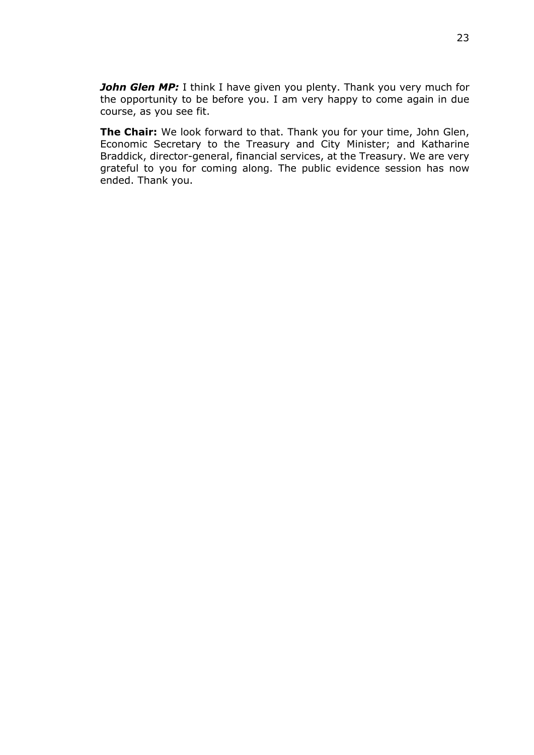***John Glen MP:*** I think I have given you plenty. Thank you very much for the opportunity to be before you. I am very happy to come again in due course, as you see fit.

**The Chair:** We look forward to that. Thank you for your time, John Glen, Economic Secretary to the Treasury and City Minister; and Katharine Braddick, director-general, financial services, at the Treasury. We are very grateful to you for coming along. The public evidence session has now ended. Thank you.